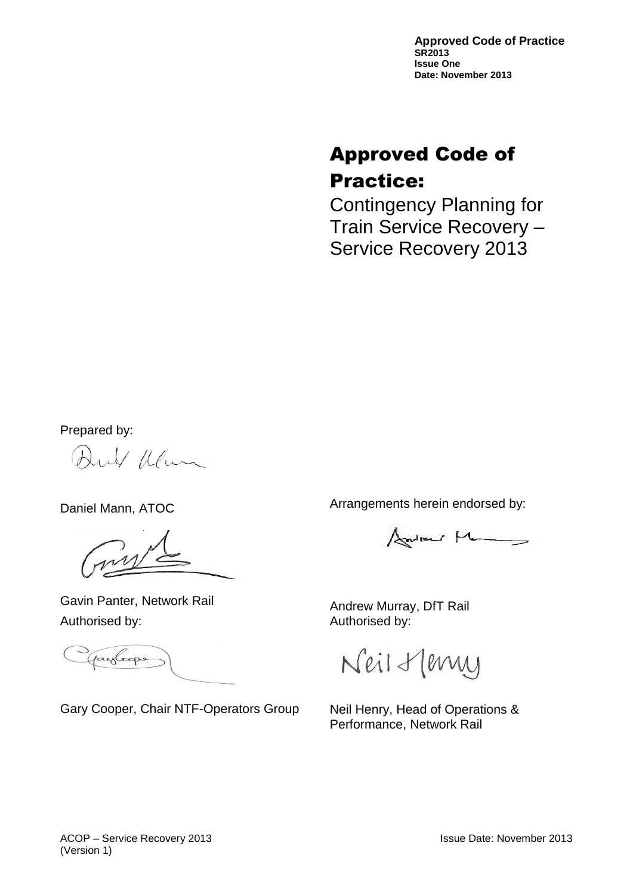**Approved Code of Practice**
**SR2013**
**Issue One**
**Date: November 2013**

# Approved Code of Practice:

Contingency Planning for Train Service Recovery – Service Recovery 2013

Prepared by:

Daniel Mann, ATOC

Gavin Panter, Network Rail

Arrangements herein endorsed by:

Andrew Murray, DfT Rail

Authorised by:

Gary Cooper, Chair NTF-Operators Group

Authorised by:

Neil Henry, Head of Operations & Performance, Network Rail

ACOP – Service Recovery 2013 (Version 1)

Issue Date: November 2013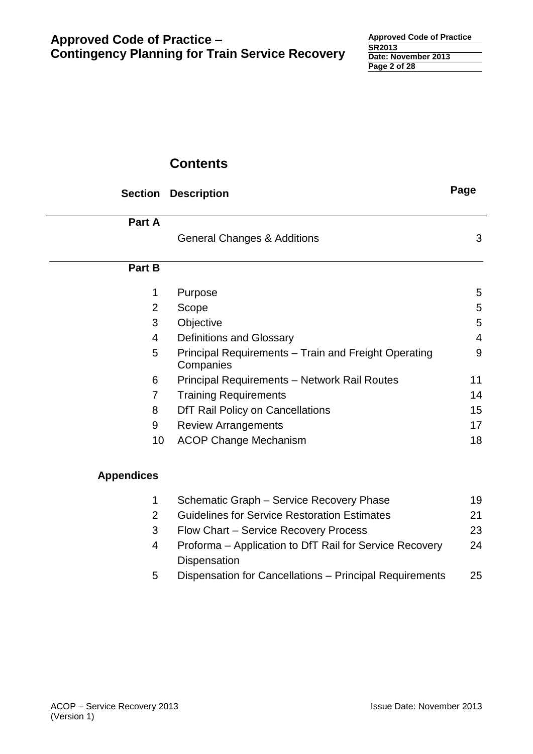# Contents

| Section | Description | Page |
|---|---|---|
| **Part A** | | |
| | General Changes & Additions | 3 |
| **Part B** | | |
| 1 | Purpose | 5 |
| 2 | Scope | 5 |
| 3 | Objective | 5 |
| 4 | Definitions and Glossary | 4 |
| 5 | Principal Requirements – Train and Freight Operating Companies | 9 |
| 6 | Principal Requirements – Network Rail Routes | 11 |
| 7 | Training Requirements | 14 |
| 8 | DfT Rail Policy on Cancellations | 15 |
| 9 | Review Arrangements | 17 |
| 10 | ACOP Change Mechanism | 18 |
| **Appendices** | | |
| 1 | Schematic Graph – Service Recovery Phase | 19 |
| 2 | Guidelines for Service Restoration Estimates | 21 |
| 3 | Flow Chart – Service Recovery Process | 23 |
| 4 | Proforma – Application to DfT Rail for Service Recovery Dispensation | 24 |
| 5 | Dispensation for Cancellations – Principal Requirements | 25 |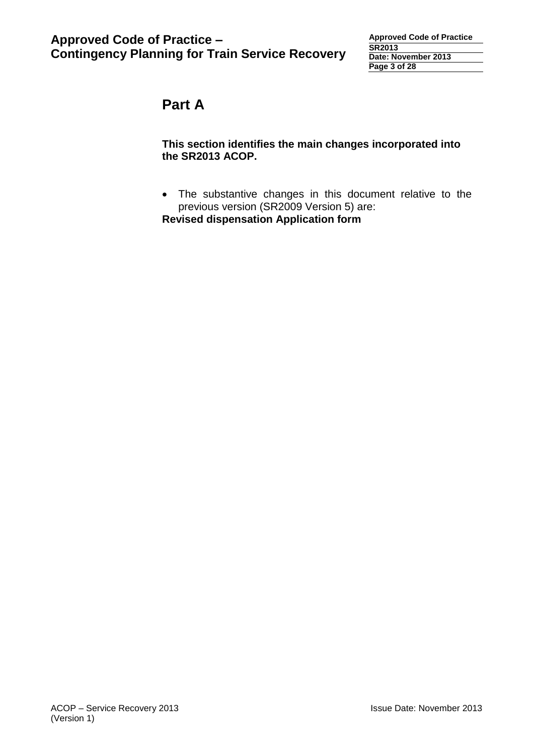# Part A

**This section identifies the main changes incorporated into the SR2013 ACOP.**

- The substantive changes in this document relative to the previous version (SR2009 Version 5) are:

**Revised dispensation Application form**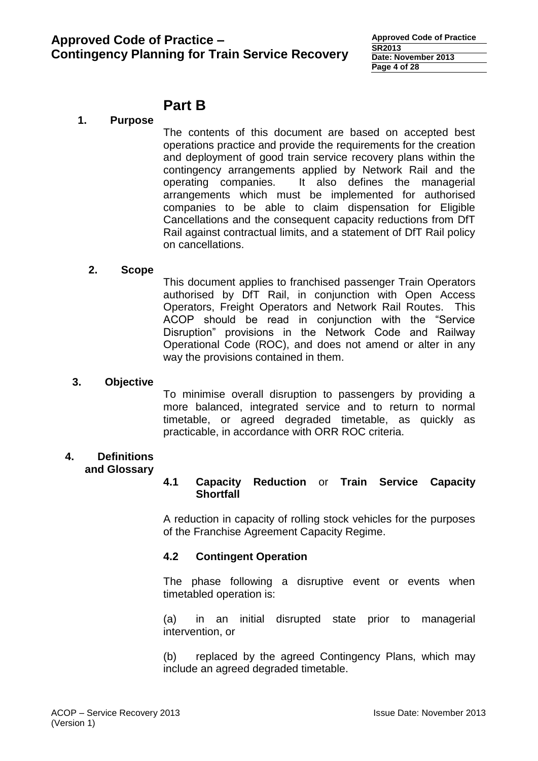# Part B

## 1. Purpose

The contents of this document are based on accepted best operations practice and provide the requirements for the creation and deployment of good train service recovery plans within the contingency arrangements applied by Network Rail and the operating companies. It also defines the managerial arrangements which must be implemented for authorised companies to be able to claim dispensation for Eligible Cancellations and the consequent capacity reductions from DfT Rail against contractual limits, and a statement of DfT Rail policy on cancellations.

## 2. Scope

This document applies to franchised passenger Train Operators authorised by DfT Rail, in conjunction with Open Access Operators, Freight Operators and Network Rail Routes. This ACOP should be read in conjunction with the "Service Disruption" provisions in the Network Code and Railway Operational Code (ROC), and does not amend or alter in any way the provisions contained in them.

## 3. Objective

To minimise overall disruption to passengers by providing a more balanced, integrated service and to return to normal timetable, or agreed degraded timetable, as quickly as practicable, in accordance with ORR ROC criteria.

## 4. Definitions and Glossary

### 4.1 Capacity Reduction or Train Service Capacity Shortfall

A reduction in capacity of rolling stock vehicles for the purposes of the Franchise Agreement Capacity Regime.

### 4.2 Contingent Operation

The phase following a disruptive event or events when timetabled operation is:

(a) in an initial disrupted state prior to managerial intervention, or

(b) replaced by the agreed Contingency Plans, which may include an agreed degraded timetable.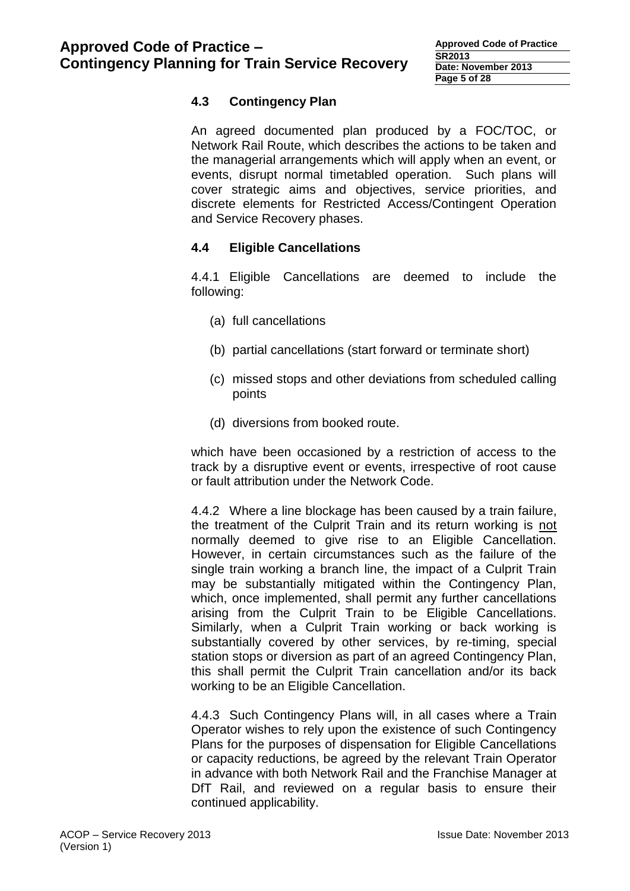## 4.3 Contingency Plan

An agreed documented plan produced by a FOC/TOC, or Network Rail Route, which describes the actions to be taken and the managerial arrangements which will apply when an event, or events, disrupt normal timetabled operation. Such plans will cover strategic aims and objectives, service priorities, and discrete elements for Restricted Access/Contingent Operation and Service Recovery phases.

## 4.4 Eligible Cancellations

4.4.1 Eligible Cancellations are deemed to include the following:

(a) full cancellations

(b) partial cancellations (start forward or terminate short)

(c) missed stops and other deviations from scheduled calling points

(d) diversions from booked route.

which have been occasioned by a restriction of access to the track by a disruptive event or events, irrespective of root cause or fault attribution under the Network Code.

4.4.2 Where a line blockage has been caused by a train failure, the treatment of the Culprit Train and its return working is <u>not</u> normally deemed to give rise to an Eligible Cancellation. However, in certain circumstances such as the failure of the single train working a branch line, the impact of a Culprit Train may be substantially mitigated within the Contingency Plan, which, once implemented, shall permit any further cancellations arising from the Culprit Train to be Eligible Cancellations. Similarly, when a Culprit Train working or back working is substantially covered by other services, by re-timing, special station stops or diversion as part of an agreed Contingency Plan, this shall permit the Culprit Train cancellation and/or its back working to be an Eligible Cancellation.

4.4.3 Such Contingency Plans will, in all cases where a Train Operator wishes to rely upon the existence of such Contingency Plans for the purposes of dispensation for Eligible Cancellations or capacity reductions, be agreed by the relevant Train Operator in advance with both Network Rail and the Franchise Manager at DfT Rail, and reviewed on a regular basis to ensure their continued applicability.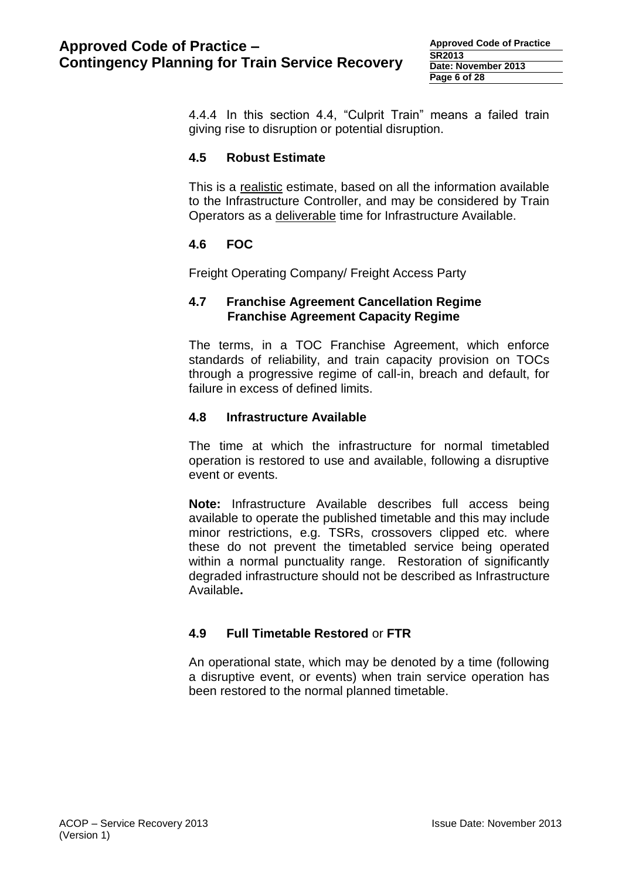4.4.4 In this section 4.4, "Culprit Train" means a failed train giving rise to disruption or potential disruption.

### 4.5 Robust Estimate

This is a realistic estimate, based on all the information available to the Infrastructure Controller, and may be considered by Train Operators as a deliverable time for Infrastructure Available.

### 4.6 FOC

Freight Operating Company/ Freight Access Party

### 4.7 Franchise Agreement Cancellation Regime<br>Franchise Agreement Capacity Regime

The terms, in a TOC Franchise Agreement, which enforce standards of reliability, and train capacity provision on TOCs through a progressive regime of call-in, breach and default, for failure in excess of defined limits.

### 4.8 Infrastructure Available

The time at which the infrastructure for normal timetabled operation is restored to use and available, following a disruptive event or events.

**Note:** Infrastructure Available describes full access being available to operate the published timetable and this may include minor restrictions, e.g. TSRs, crossovers clipped etc. where these do not prevent the timetabled service being operated within a normal punctuality range. Restoration of significantly degraded infrastructure should not be described as Infrastructure Available**.**

### 4.9 Full Timetable Restored or FTR

An operational state, which may be denoted by a time (following a disruptive event, or events) when train service operation has been restored to the normal planned timetable.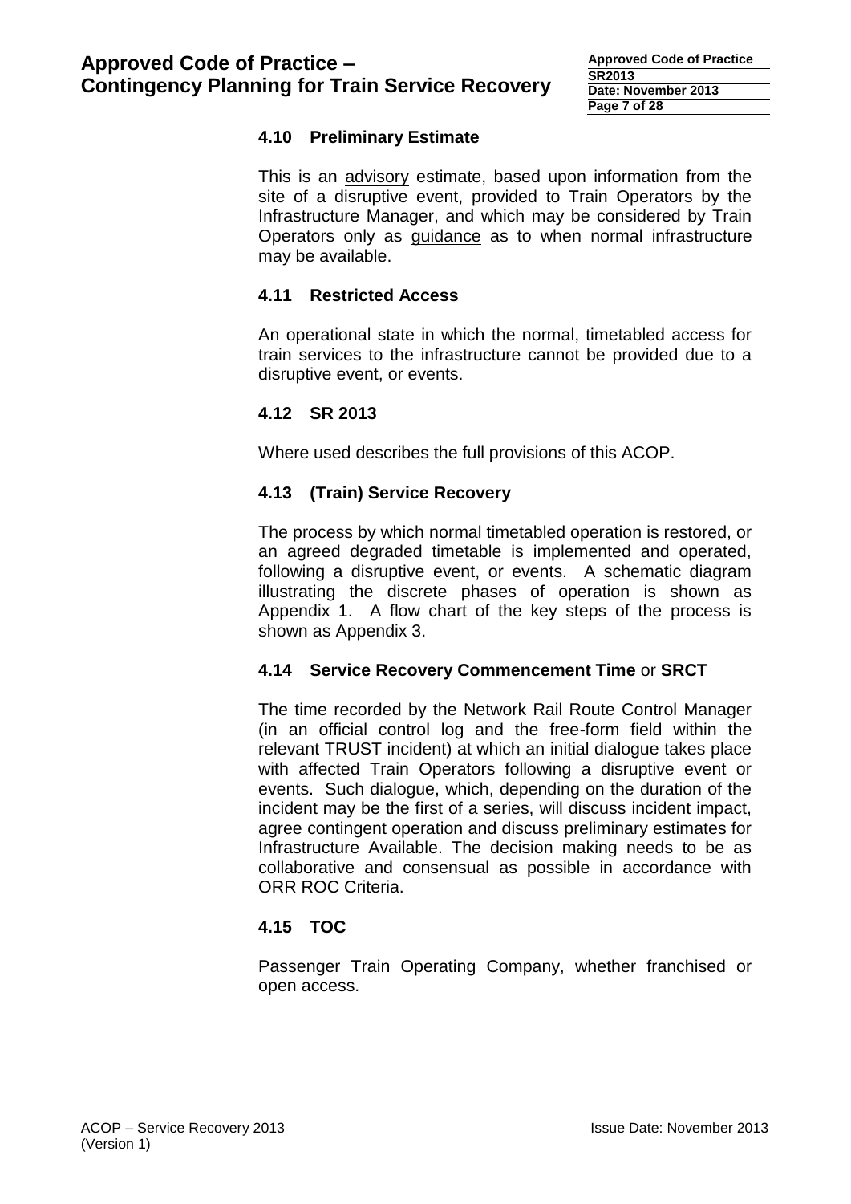### 4.10 Preliminary Estimate

This is an advisory estimate, based upon information from the site of a disruptive event, provided to Train Operators by the Infrastructure Manager, and which may be considered by Train Operators only as guidance as to when normal infrastructure may be available.

### 4.11 Restricted Access

An operational state in which the normal, timetabled access for train services to the infrastructure cannot be provided due to a disruptive event, or events.

### 4.12 SR 2013

Where used describes the full provisions of this ACOP.

### 4.13 (Train) Service Recovery

The process by which normal timetabled operation is restored, or an agreed degraded timetable is implemented and operated, following a disruptive event, or events. A schematic diagram illustrating the discrete phases of operation is shown as Appendix 1. A flow chart of the key steps of the process is shown as Appendix 3.

### 4.14 Service Recovery Commencement Time or SRCT

The time recorded by the Network Rail Route Control Manager (in an official control log and the free-form field within the relevant TRUST incident) at which an initial dialogue takes place with affected Train Operators following a disruptive event or events. Such dialogue, which, depending on the duration of the incident may be the first of a series, will discuss incident impact, agree contingent operation and discuss preliminary estimates for Infrastructure Available. The decision making needs to be as collaborative and consensual as possible in accordance with ORR ROC Criteria.

### 4.15 TOC

Passenger Train Operating Company, whether franchised or open access.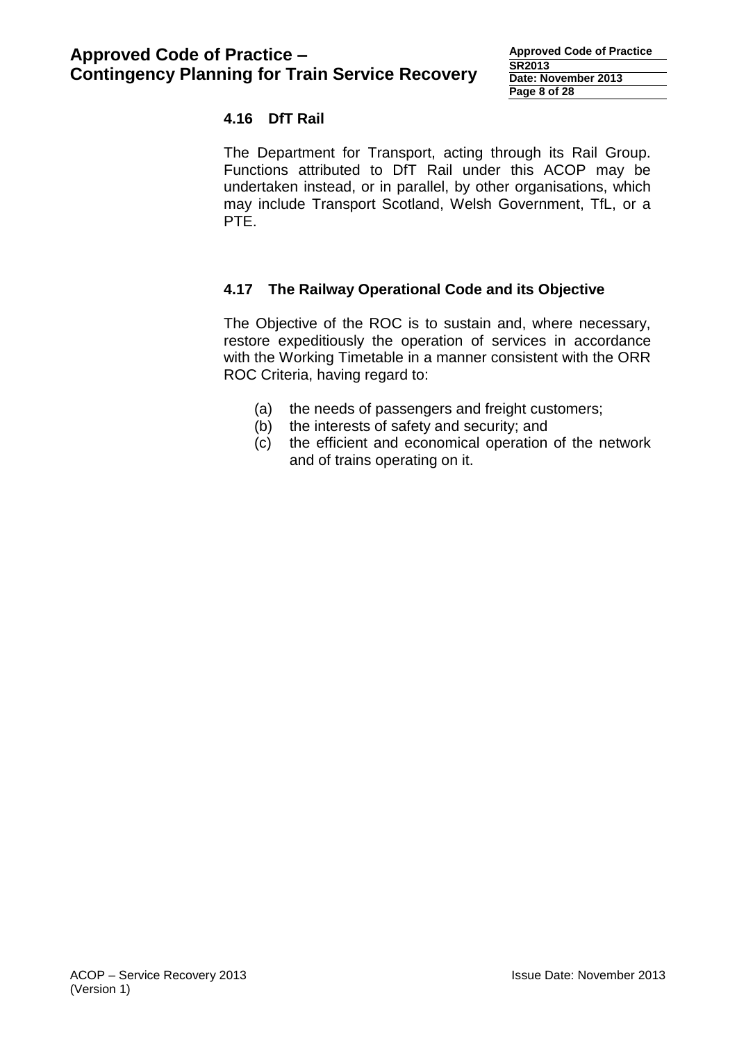### 4.16 DfT Rail

The Department for Transport, acting through its Rail Group. Functions attributed to DfT Rail under this ACOP may be undertaken instead, or in parallel, by other organisations, which may include Transport Scotland, Welsh Government, TfL, or a PTE.

### 4.17 The Railway Operational Code and its Objective

The Objective of the ROC is to sustain and, where necessary, restore expeditiously the operation of services in accordance with the Working Timetable in a manner consistent with the ORR ROC Criteria, having regard to:

(a) the needs of passengers and freight customers;
(b) the interests of safety and security; and
(c) the efficient and economical operation of the network and of trains operating on it.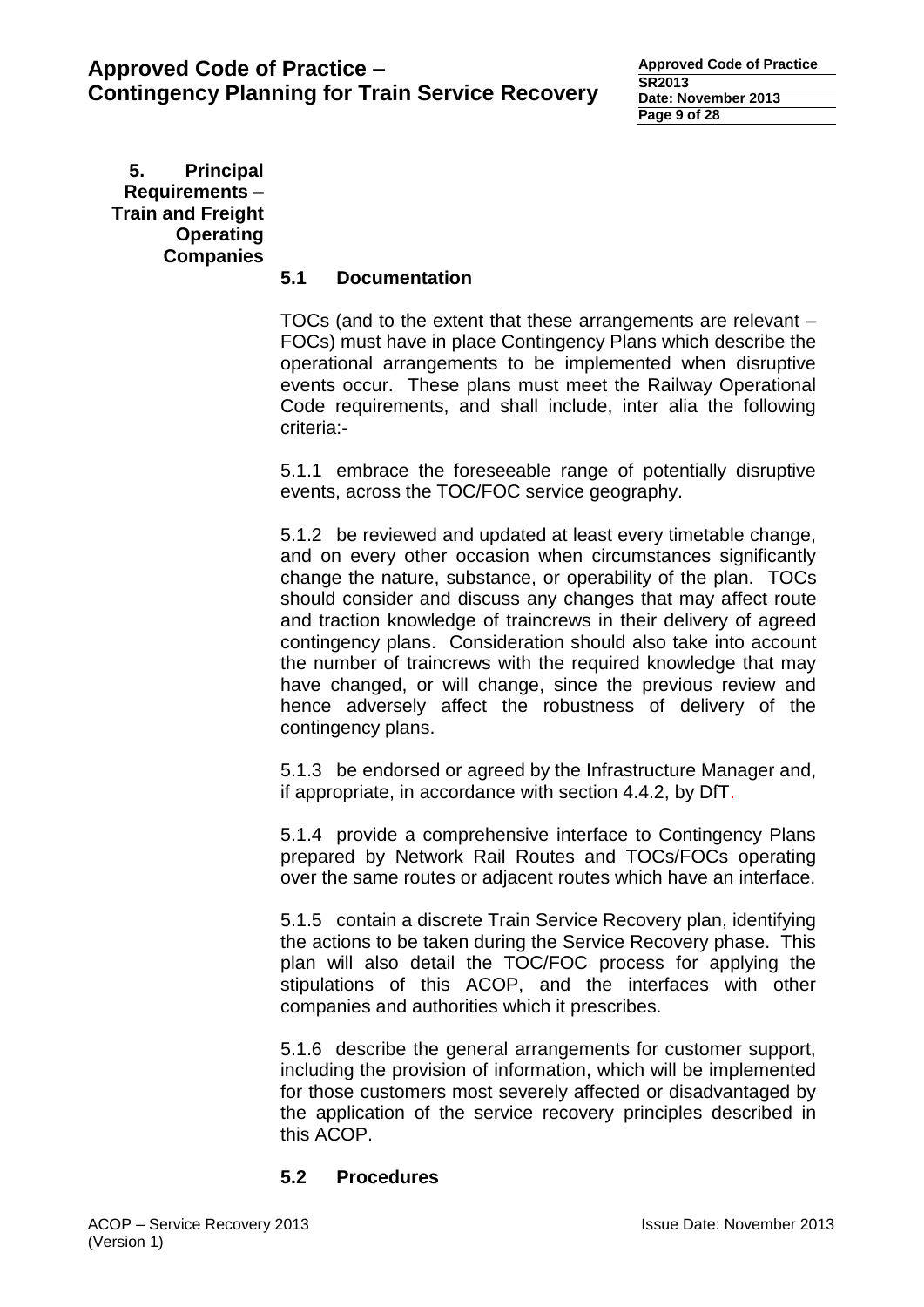## 5. Principal Requirements – Train and Freight Operating Companies

### 5.1 Documentation

TOCs (and to the extent that these arrangements are relevant – FOCs) must have in place Contingency Plans which describe the operational arrangements to be implemented when disruptive events occur. These plans must meet the Railway Operational Code requirements, and shall include, inter alia the following criteria:-

5.1.1 embrace the foreseeable range of potentially disruptive events, across the TOC/FOC service geography.

5.1.2 be reviewed and updated at least every timetable change, and on every other occasion when circumstances significantly change the nature, substance, or operability of the plan. TOCs should consider and discuss any changes that may affect route and traction knowledge of traincrews in their delivery of agreed contingency plans. Consideration should also take into account the number of traincrews with the required knowledge that may have changed, or will change, since the previous review and hence adversely affect the robustness of delivery of the contingency plans.

5.1.3 be endorsed or agreed by the Infrastructure Manager and, if appropriate, in accordance with section 4.4.2, by DfT.

5.1.4 provide a comprehensive interface to Contingency Plans prepared by Network Rail Routes and TOCs/FOCs operating over the same routes or adjacent routes which have an interface.

5.1.5 contain a discrete Train Service Recovery plan, identifying the actions to be taken during the Service Recovery phase. This plan will also detail the TOC/FOC process for applying the stipulations of this ACOP, and the interfaces with other companies and authorities which it prescribes.

5.1.6 describe the general arrangements for customer support, including the provision of information, which will be implemented for those customers most severely affected or disadvantaged by the application of the service recovery principles described in this ACOP.

### 5.2 Procedures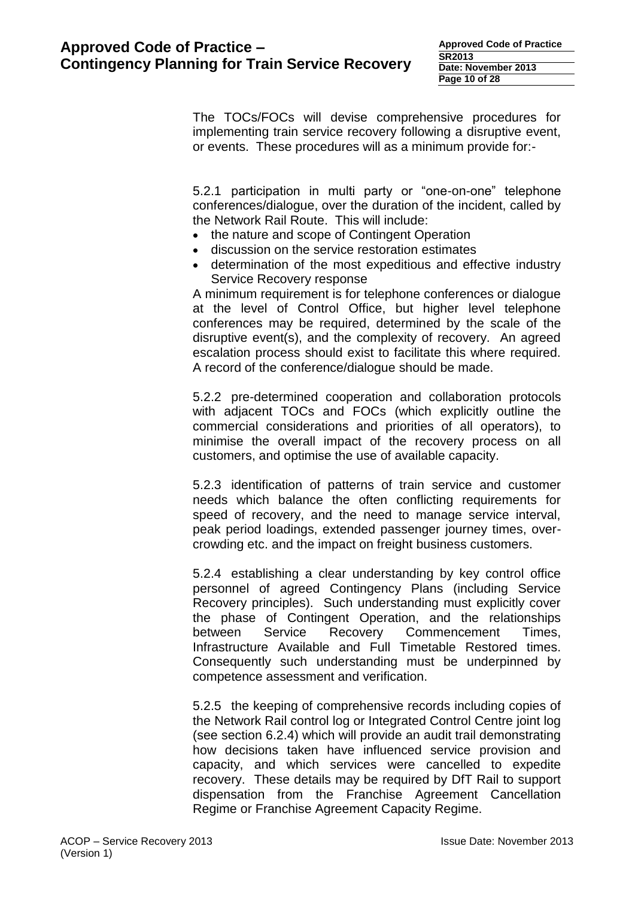The TOCs/FOCs will devise comprehensive procedures for implementing train service recovery following a disruptive event, or events. These procedures will as a minimum provide for:-

5.2.1 participation in multi party or "one-on-one" telephone conferences/dialogue, over the duration of the incident, called by the Network Rail Route. This will include:

- the nature and scope of Contingent Operation
- discussion on the service restoration estimates
- determination of the most expeditious and effective industry Service Recovery response

A minimum requirement is for telephone conferences or dialogue at the level of Control Office, but higher level telephone conferences may be required, determined by the scale of the disruptive event(s), and the complexity of recovery. An agreed escalation process should exist to facilitate this where required. A record of the conference/dialogue should be made.

5.2.2 pre-determined cooperation and collaboration protocols with adjacent TOCs and FOCs (which explicitly outline the commercial considerations and priorities of all operators), to minimise the overall impact of the recovery process on all customers, and optimise the use of available capacity.

5.2.3 identification of patterns of train service and customer needs which balance the often conflicting requirements for speed of recovery, and the need to manage service interval, peak period loadings, extended passenger journey times, over-crowding etc. and the impact on freight business customers.

5.2.4 establishing a clear understanding by key control office personnel of agreed Contingency Plans (including Service Recovery principles). Such understanding must explicitly cover the phase of Contingent Operation, and the relationships between Service Recovery Commencement Times, Infrastructure Available and Full Timetable Restored times. Consequently such understanding must be underpinned by competence assessment and verification.

5.2.5 the keeping of comprehensive records including copies of the Network Rail control log or Integrated Control Centre joint log (see section 6.2.4) which will provide an audit trail demonstrating how decisions taken have influenced service provision and capacity, and which services were cancelled to expedite recovery. These details may be required by DfT Rail to support dispensation from the Franchise Agreement Cancellation Regime or Franchise Agreement Capacity Regime.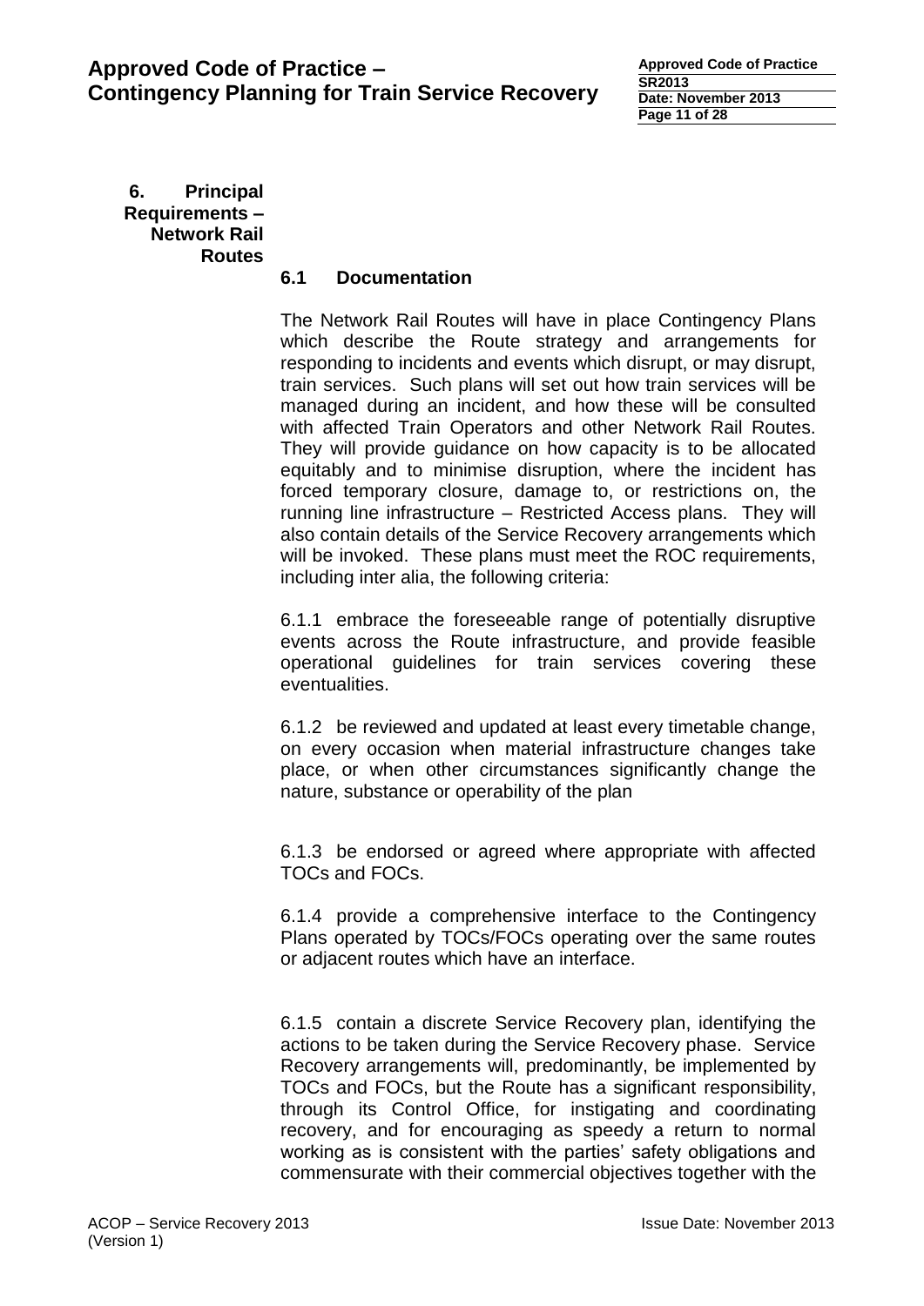## 6. Principal Requirements – Network Rail Routes

### 6.1 Documentation

The Network Rail Routes will have in place Contingency Plans which describe the Route strategy and arrangements for responding to incidents and events which disrupt, or may disrupt, train services. Such plans will set out how train services will be managed during an incident, and how these will be consulted with affected Train Operators and other Network Rail Routes. They will provide guidance on how capacity is to be allocated equitably and to minimise disruption, where the incident has forced temporary closure, damage to, or restrictions on, the running line infrastructure – Restricted Access plans. They will also contain details of the Service Recovery arrangements which will be invoked. These plans must meet the ROC requirements, including inter alia, the following criteria:

6.1.1 embrace the foreseeable range of potentially disruptive events across the Route infrastructure, and provide feasible operational guidelines for train services covering these eventualities.

6.1.2 be reviewed and updated at least every timetable change, on every occasion when material infrastructure changes take place, or when other circumstances significantly change the nature, substance or operability of the plan

6.1.3 be endorsed or agreed where appropriate with affected TOCs and FOCs.

6.1.4 provide a comprehensive interface to the Contingency Plans operated by TOCs/FOCs operating over the same routes or adjacent routes which have an interface.

6.1.5 contain a discrete Service Recovery plan, identifying the actions to be taken during the Service Recovery phase. Service Recovery arrangements will, predominantly, be implemented by TOCs and FOCs, but the Route has a significant responsibility, through its Control Office, for instigating and coordinating recovery, and for encouraging as speedy a return to normal working as is consistent with the parties' safety obligations and commensurate with their commercial objectives together with the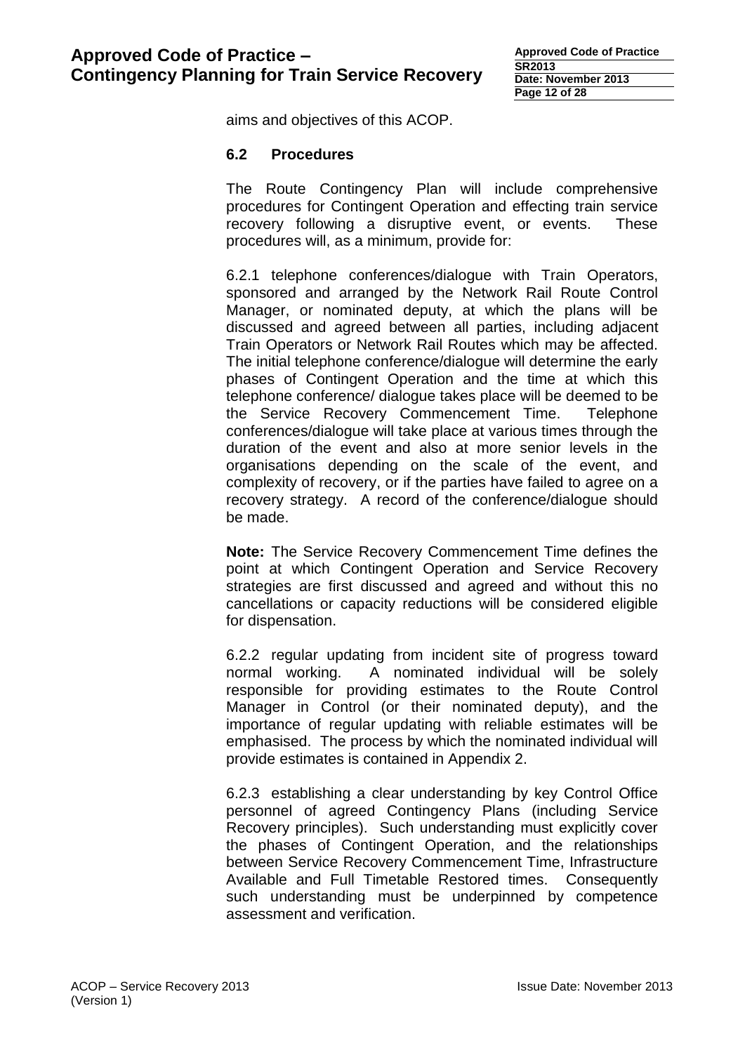aims and objectives of this ACOP.

### 6.2 Procedures

The Route Contingency Plan will include comprehensive procedures for Contingent Operation and effecting train service recovery following a disruptive event, or events. These procedures will, as a minimum, provide for:

6.2.1 telephone conferences/dialogue with Train Operators, sponsored and arranged by the Network Rail Route Control Manager, or nominated deputy, at which the plans will be discussed and agreed between all parties, including adjacent Train Operators or Network Rail Routes which may be affected. The initial telephone conference/dialogue will determine the early phases of Contingent Operation and the time at which this telephone conference/ dialogue takes place will be deemed to be the Service Recovery Commencement Time. Telephone conferences/dialogue will take place at various times through the duration of the event and also at more senior levels in the organisations depending on the scale of the event, and complexity of recovery, or if the parties have failed to agree on a recovery strategy. A record of the conference/dialogue should be made.

**Note:** The Service Recovery Commencement Time defines the point at which Contingent Operation and Service Recovery strategies are first discussed and agreed and without this no cancellations or capacity reductions will be considered eligible for dispensation.

6.2.2 regular updating from incident site of progress toward normal working. A nominated individual will be solely responsible for providing estimates to the Route Control Manager in Control (or their nominated deputy), and the importance of regular updating with reliable estimates will be emphasised. The process by which the nominated individual will provide estimates is contained in Appendix 2.

6.2.3 establishing a clear understanding by key Control Office personnel of agreed Contingency Plans (including Service Recovery principles). Such understanding must explicitly cover the phases of Contingent Operation, and the relationships between Service Recovery Commencement Time, Infrastructure Available and Full Timetable Restored times. Consequently such understanding must be underpinned by competence assessment and verification.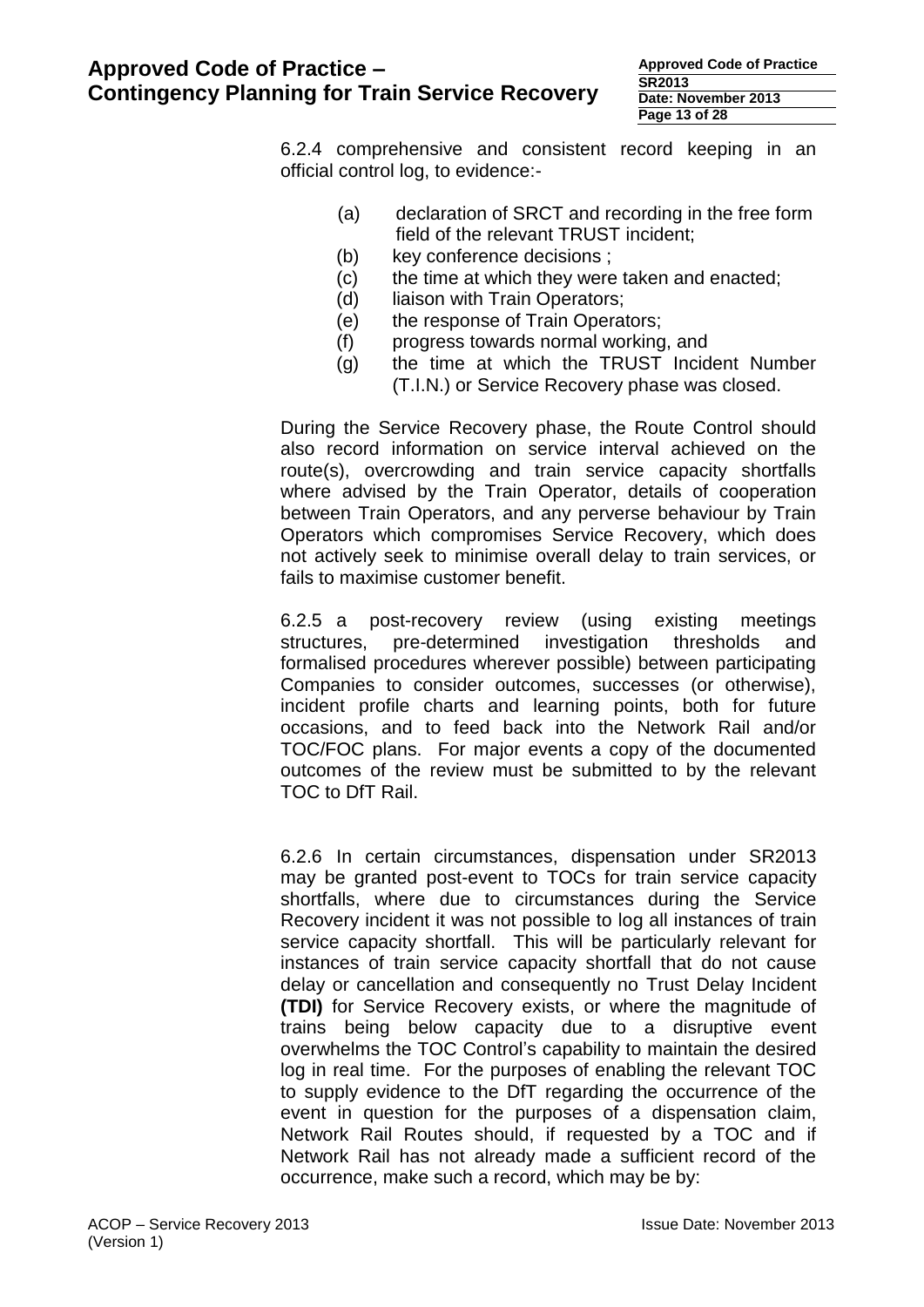6.2.4 comprehensive and consistent record keeping in an official control log, to evidence:-

(a) declaration of SRCT and recording in the free form field of the relevant TRUST incident;
(b) key conference decisions ;
(c) the time at which they were taken and enacted;
(d) liaison with Train Operators;
(e) the response of Train Operators;
(f) progress towards normal working, and
(g) the time at which the TRUST Incident Number (T.I.N.) or Service Recovery phase was closed.

During the Service Recovery phase, the Route Control should also record information on service interval achieved on the route(s), overcrowding and train service capacity shortfalls where advised by the Train Operator, details of cooperation between Train Operators, and any perverse behaviour by Train Operators which compromises Service Recovery, which does not actively seek to minimise overall delay to train services, or fails to maximise customer benefit.

6.2.5 a post-recovery review (using existing meetings structures, pre-determined investigation thresholds and formalised procedures wherever possible) between participating Companies to consider outcomes, successes (or otherwise), incident profile charts and learning points, both for future occasions, and to feed back into the Network Rail and/or TOC/FOC plans. For major events a copy of the documented outcomes of the review must be submitted to by the relevant TOC to DfT Rail.

6.2.6 In certain circumstances, dispensation under SR2013 may be granted post-event to TOCs for train service capacity shortfalls, where due to circumstances during the Service Recovery incident it was not possible to log all instances of train service capacity shortfall. This will be particularly relevant for instances of train service capacity shortfall that do not cause delay or cancellation and consequently no Trust Delay Incident **(TDI)** for Service Recovery exists, or where the magnitude of trains being below capacity due to a disruptive event overwhelms the TOC Control's capability to maintain the desired log in real time. For the purposes of enabling the relevant TOC to supply evidence to the DfT regarding the occurrence of the event in question for the purposes of a dispensation claim, Network Rail Routes should, if requested by a TOC and if Network Rail has not already made a sufficient record of the occurrence, make such a record, which may be by: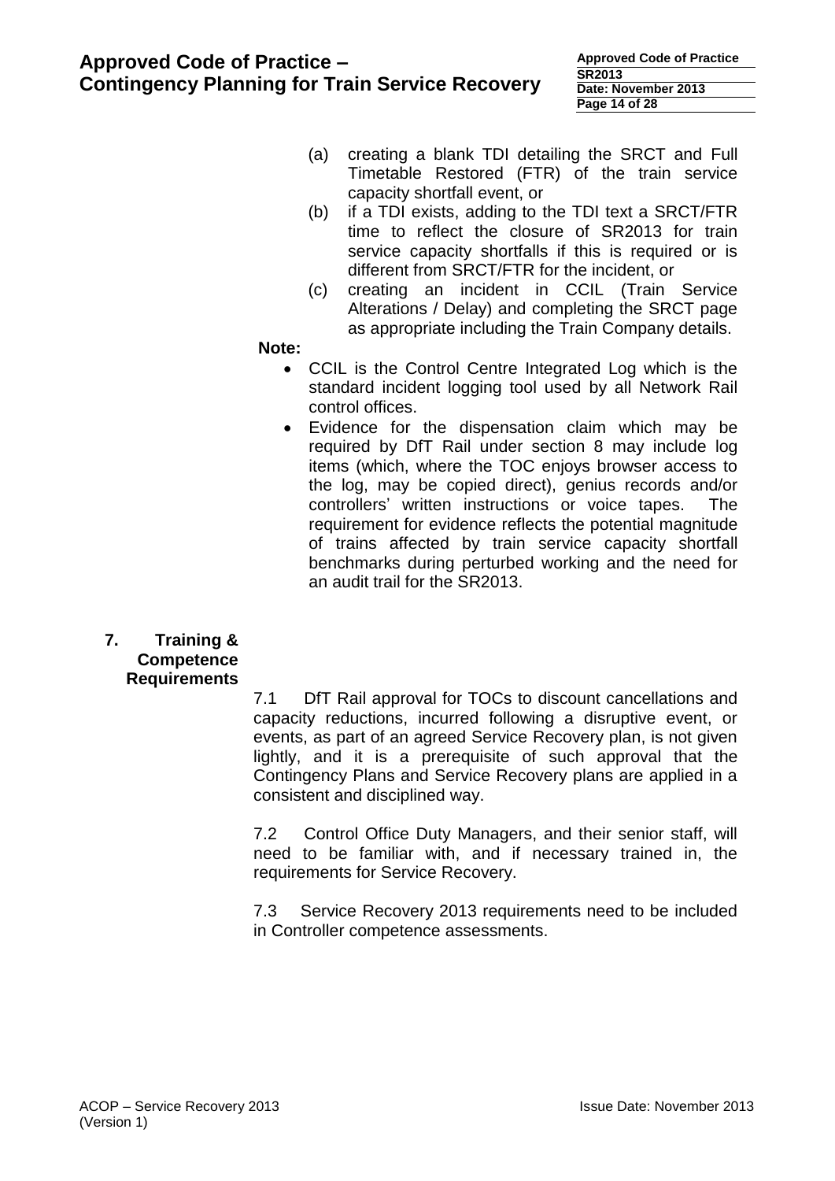(a) creating a blank TDI detailing the SRCT and Full Timetable Restored (FTR) of the train service capacity shortfall event, or

(b) if a TDI exists, adding to the TDI text a SRCT/FTR time to reflect the closure of SR2013 for train service capacity shortfalls if this is required or is different from SRCT/FTR for the incident, or

(c) creating an incident in CCIL (Train Service Alterations / Delay) and completing the SRCT page as appropriate including the Train Company details.

**Note:**

- CCIL is the Control Centre Integrated Log which is the standard incident logging tool used by all Network Rail control offices.
- Evidence for the dispensation claim which may be required by DfT Rail under section 8 may include log items (which, where the TOC enjoys browser access to the log, may be copied direct), genius records and/or controllers' written instructions or voice tapes. The requirement for evidence reflects the potential magnitude of trains affected by train service capacity shortfall benchmarks during perturbed working and the need for an audit trail for the SR2013.

## 7. Training & Competence Requirements

7.1 DfT Rail approval for TOCs to discount cancellations and capacity reductions, incurred following a disruptive event, or events, as part of an agreed Service Recovery plan, is not given lightly, and it is a prerequisite of such approval that the Contingency Plans and Service Recovery plans are applied in a consistent and disciplined way.

7.2 Control Office Duty Managers, and their senior staff, will need to be familiar with, and if necessary trained in, the requirements for Service Recovery.

7.3 Service Recovery 2013 requirements need to be included in Controller competence assessments.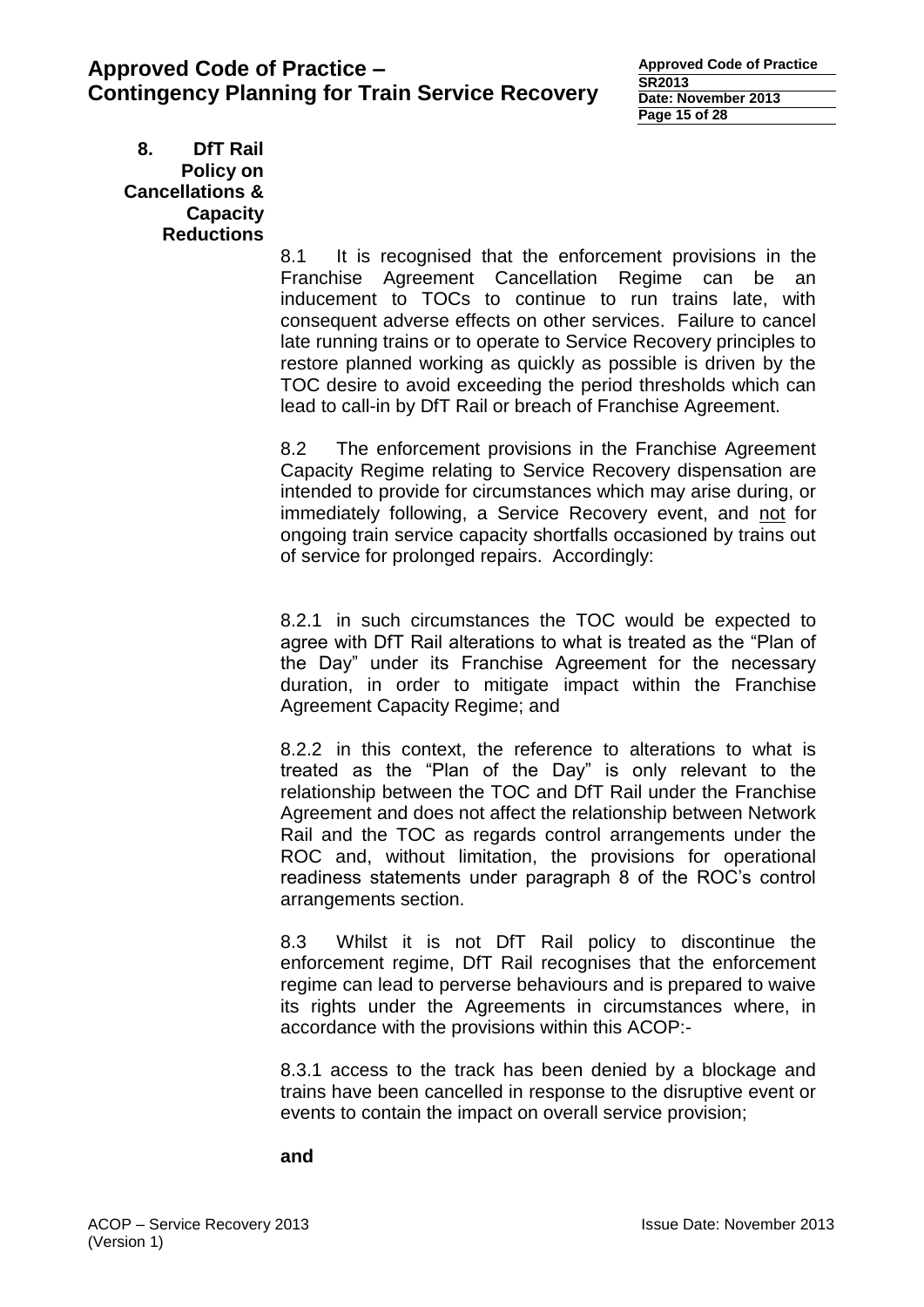## 8. DfT Rail Policy on Cancellations & Capacity Reductions

8.1 It is recognised that the enforcement provisions in the Franchise Agreement Cancellation Regime can be an inducement to TOCs to continue to run trains late, with consequent adverse effects on other services. Failure to cancel late running trains or to operate to Service Recovery principles to restore planned working as quickly as possible is driven by the TOC desire to avoid exceeding the period thresholds which can lead to call-in by DfT Rail or breach of Franchise Agreement.

8.2 The enforcement provisions in the Franchise Agreement Capacity Regime relating to Service Recovery dispensation are intended to provide for circumstances which may arise during, or immediately following, a Service Recovery event, and <u>not</u> for ongoing train service capacity shortfalls occasioned by trains out of service for prolonged repairs. Accordingly:

8.2.1 in such circumstances the TOC would be expected to agree with DfT Rail alterations to what is treated as the "Plan of the Day" under its Franchise Agreement for the necessary duration, in order to mitigate impact within the Franchise Agreement Capacity Regime; and

8.2.2 in this context, the reference to alterations to what is treated as the "Plan of the Day" is only relevant to the relationship between the TOC and DfT Rail under the Franchise Agreement and does not affect the relationship between Network Rail and the TOC as regards control arrangements under the ROC and, without limitation, the provisions for operational readiness statements under paragraph 8 of the ROC's control arrangements section.

8.3 Whilst it is not DfT Rail policy to discontinue the enforcement regime, DfT Rail recognises that the enforcement regime can lead to perverse behaviours and is prepared to waive its rights under the Agreements in circumstances where, in accordance with the provisions within this ACOP:-

8.3.1 access to the track has been denied by a blockage and trains have been cancelled in response to the disruptive event or events to contain the impact on overall service provision;

**and**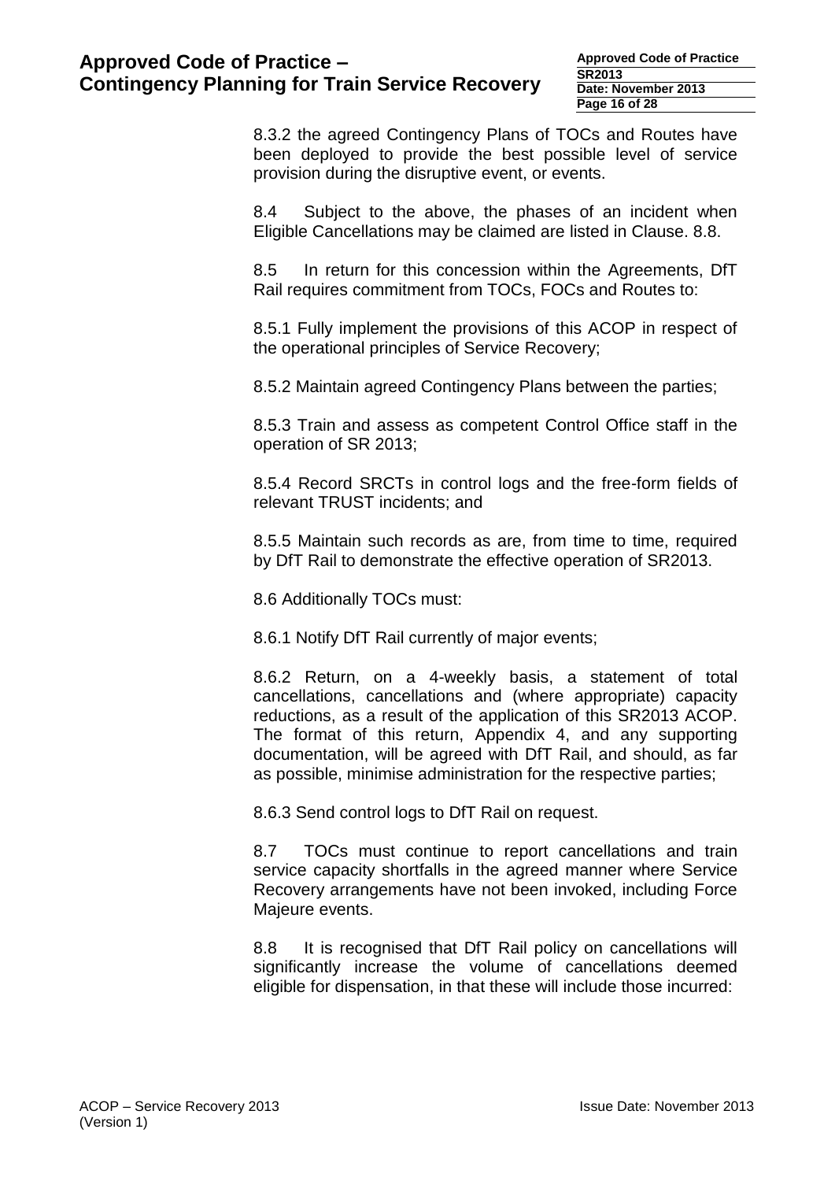8.3.2 the agreed Contingency Plans of TOCs and Routes have been deployed to provide the best possible level of service provision during the disruptive event, or events.

8.4 Subject to the above, the phases of an incident when Eligible Cancellations may be claimed are listed in Clause. 8.8.

8.5 In return for this concession within the Agreements, DfT Rail requires commitment from TOCs, FOCs and Routes to:

8.5.1 Fully implement the provisions of this ACOP in respect of the operational principles of Service Recovery;

8.5.2 Maintain agreed Contingency Plans between the parties;

8.5.3 Train and assess as competent Control Office staff in the operation of SR 2013;

8.5.4 Record SRCTs in control logs and the free-form fields of relevant TRUST incidents; and

8.5.5 Maintain such records as are, from time to time, required by DfT Rail to demonstrate the effective operation of SR2013.

8.6 Additionally TOCs must:

8.6.1 Notify DfT Rail currently of major events;

8.6.2 Return, on a 4-weekly basis, a statement of total cancellations, cancellations and (where appropriate) capacity reductions, as a result of the application of this SR2013 ACOP. The format of this return, Appendix 4, and any supporting documentation, will be agreed with DfT Rail, and should, as far as possible, minimise administration for the respective parties;

8.6.3 Send control logs to DfT Rail on request.

8.7 TOCs must continue to report cancellations and train service capacity shortfalls in the agreed manner where Service Recovery arrangements have not been invoked, including Force Majeure events.

8.8 It is recognised that DfT Rail policy on cancellations will significantly increase the volume of cancellations deemed eligible for dispensation, in that these will include those incurred: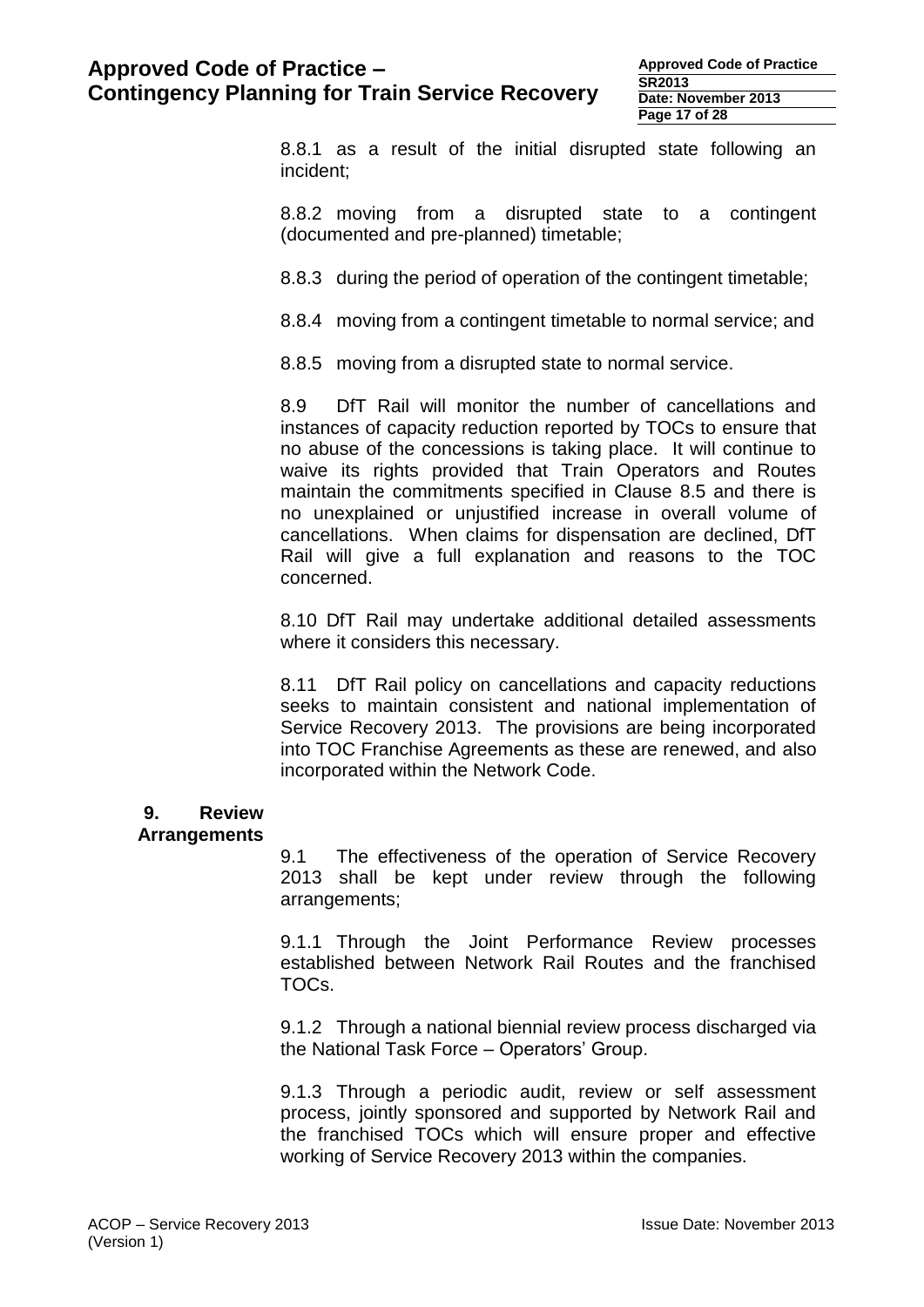8.8.1 as a result of the initial disrupted state following an incident;

8.8.2 moving from a disrupted state to a contingent (documented and pre-planned) timetable;

8.8.3 during the period of operation of the contingent timetable;

8.8.4 moving from a contingent timetable to normal service; and

8.8.5 moving from a disrupted state to normal service.

8.9 DfT Rail will monitor the number of cancellations and instances of capacity reduction reported by TOCs to ensure that no abuse of the concessions is taking place. It will continue to waive its rights provided that Train Operators and Routes maintain the commitments specified in Clause 8.5 and there is no unexplained or unjustified increase in overall volume of cancellations. When claims for dispensation are declined, DfT Rail will give a full explanation and reasons to the TOC concerned.

8.10 DfT Rail may undertake additional detailed assessments where it considers this necessary.

8.11 DfT Rail policy on cancellations and capacity reductions seeks to maintain consistent and national implementation of Service Recovery 2013. The provisions are being incorporated into TOC Franchise Agreements as these are renewed, and also incorporated within the Network Code.

## 9. Review Arrangements

9.1 The effectiveness of the operation of Service Recovery 2013 shall be kept under review through the following arrangements;

9.1.1 Through the Joint Performance Review processes established between Network Rail Routes and the franchised TOCs.

9.1.2 Through a national biennial review process discharged via the National Task Force – Operators' Group.

9.1.3 Through a periodic audit, review or self assessment process, jointly sponsored and supported by Network Rail and the franchised TOCs which will ensure proper and effective working of Service Recovery 2013 within the companies.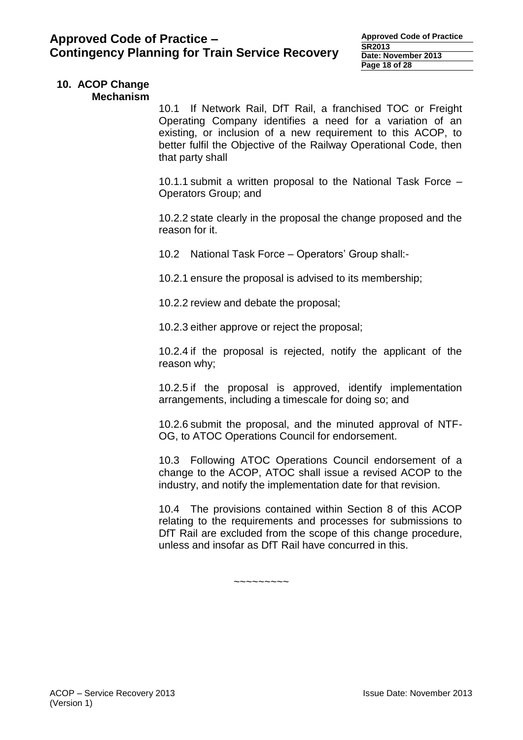## 10. ACOP Change Mechanism

10.1 If Network Rail, DfT Rail, a franchised TOC or Freight Operating Company identifies a need for a variation of an existing, or inclusion of a new requirement to this ACOP, to better fulfil the Objective of the Railway Operational Code, then that party shall

10.1.1 submit a written proposal to the National Task Force – Operators Group; and

10.2.2 state clearly in the proposal the change proposed and the reason for it.

10.2 National Task Force – Operators' Group shall:-

10.2.1 ensure the proposal is advised to its membership;

10.2.2 review and debate the proposal;

10.2.3 either approve or reject the proposal;

10.2.4 if the proposal is rejected, notify the applicant of the reason why;

10.2.5 if the proposal is approved, identify implementation arrangements, including a timescale for doing so; and

10.2.6 submit the proposal, and the minuted approval of NTF-OG, to ATOC Operations Council for endorsement.

10.3 Following ATOC Operations Council endorsement of a change to the ACOP, ATOC shall issue a revised ACOP to the industry, and notify the implementation date for that revision.

10.4 The provisions contained within Section 8 of this ACOP relating to the requirements and processes for submissions to DfT Rail are excluded from the scope of this change procedure, unless and insofar as DfT Rail have concurred in this.

~~~~~~~~~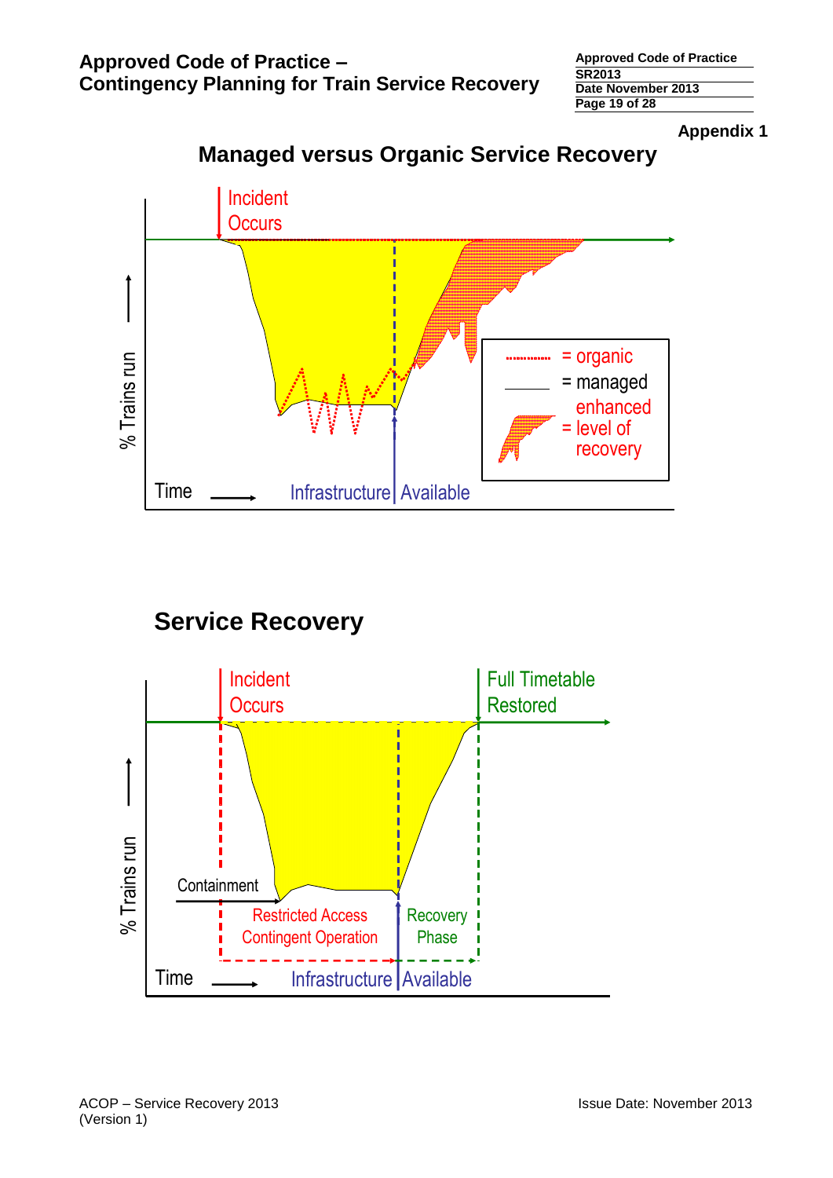Appendix 1

## Managed versus Organic Service Recovery

Incident Occurs

% Trains run

Time

Infrastructure Available

= organic

= managed

enhanced = level of recovery

## Service Recovery

Incident Occurs

Full Timetable Restored

% Trains run

Containment

Restricted Access Contingent Operation

Recovery Phase

Time

Infrastructure Available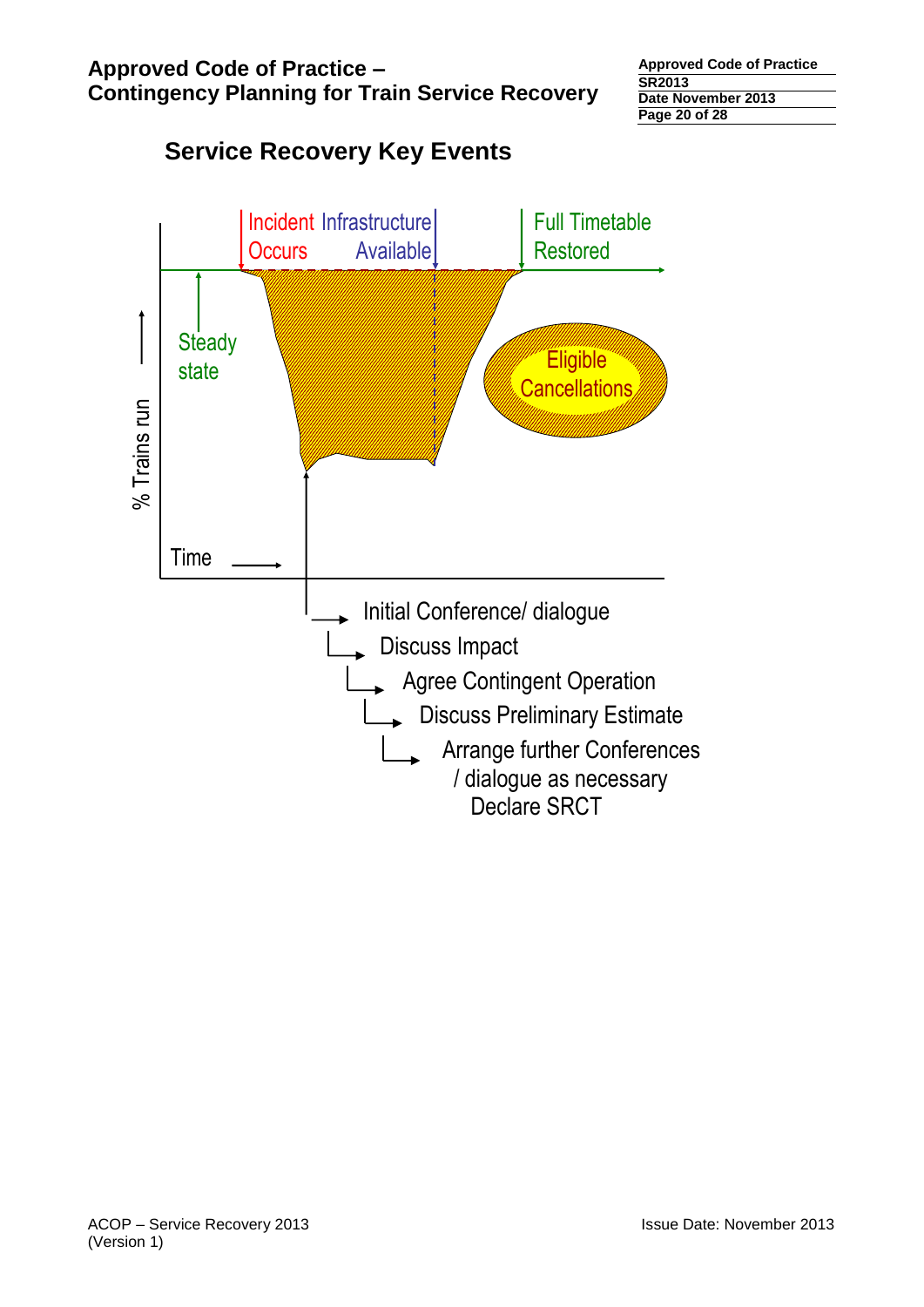## Service Recovery Key Events

Incident Occurs | Infrastructure Available | Full Timetable Restored

Steady state

Eligible Cancellations

% Trains run

Time

- Initial Conference/ dialogue
  - Discuss Impact
    - Agree Contingent Operation
      - Discuss Preliminary Estimate
        - Arrange further Conferences / dialogue as necessary Declare SRCT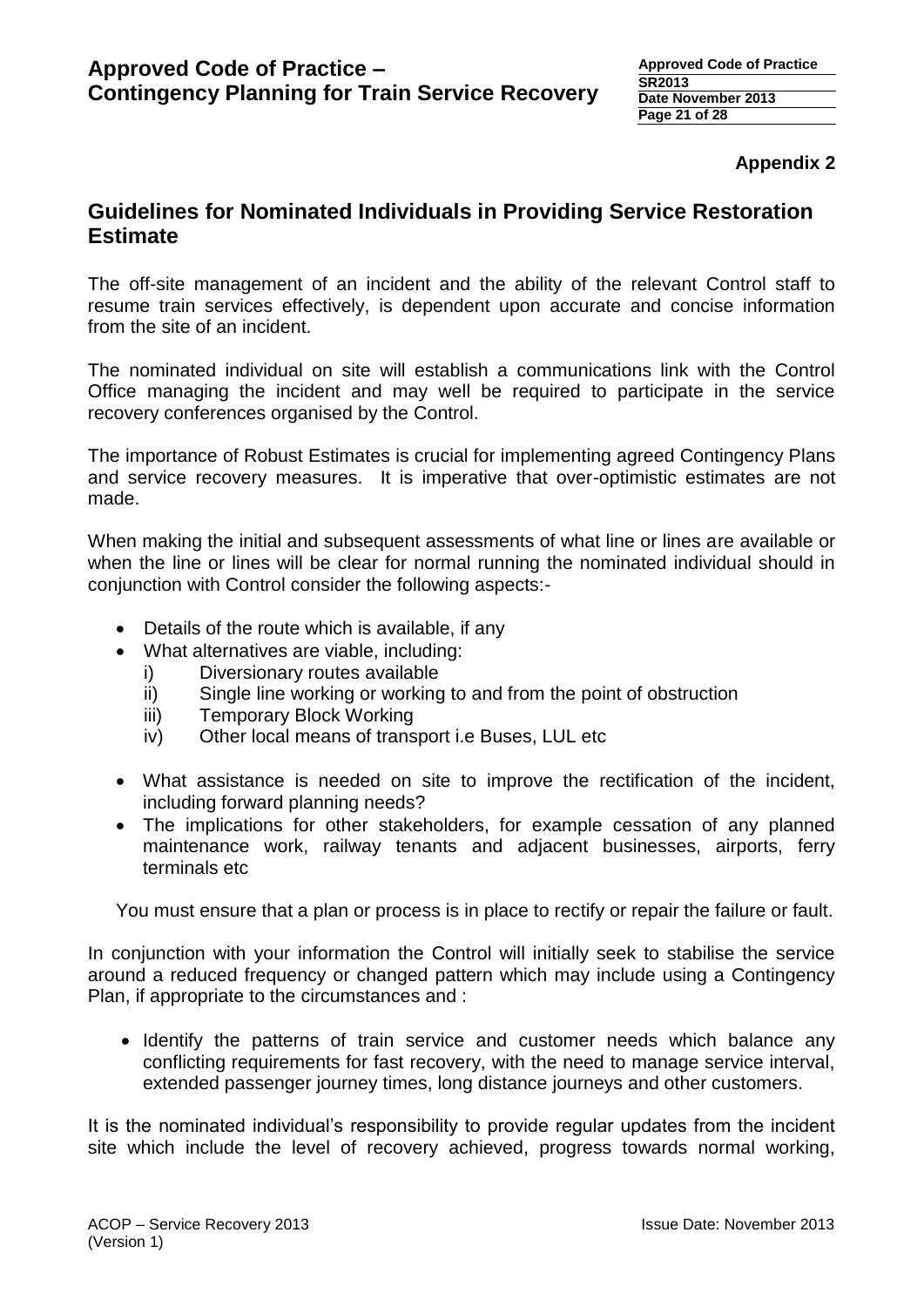**Appendix 2**

## Guidelines for Nominated Individuals in Providing Service Restoration Estimate

The off-site management of an incident and the ability of the relevant Control staff to resume train services effectively, is dependent upon accurate and concise information from the site of an incident.

The nominated individual on site will establish a communications link with the Control Office managing the incident and may well be required to participate in the service recovery conferences organised by the Control.

The importance of Robust Estimates is crucial for implementing agreed Contingency Plans and service recovery measures. It is imperative that over-optimistic estimates are not made.

When making the initial and subsequent assessments of what line or lines are available or when the line or lines will be clear for normal running the nominated individual should in conjunction with Control consider the following aspects:-

- Details of the route which is available, if any
- What alternatives are viable, including:
  - i) Diversionary routes available
  - ii) Single line working or working to and from the point of obstruction
  - iii) Temporary Block Working
  - iv) Other local means of transport i.e Buses, LUL etc
- What assistance is needed on site to improve the rectification of the incident, including forward planning needs?
- The implications for other stakeholders, for example cessation of any planned maintenance work, railway tenants and adjacent businesses, airports, ferry terminals etc

You must ensure that a plan or process is in place to rectify or repair the failure or fault.

In conjunction with your information the Control will initially seek to stabilise the service around a reduced frequency or changed pattern which may include using a Contingency Plan, if appropriate to the circumstances and :

- Identify the patterns of train service and customer needs which balance any conflicting requirements for fast recovery, with the need to manage service interval, extended passenger journey times, long distance journeys and other customers.

It is the nominated individual's responsibility to provide regular updates from the incident site which include the level of recovery achieved, progress towards normal working,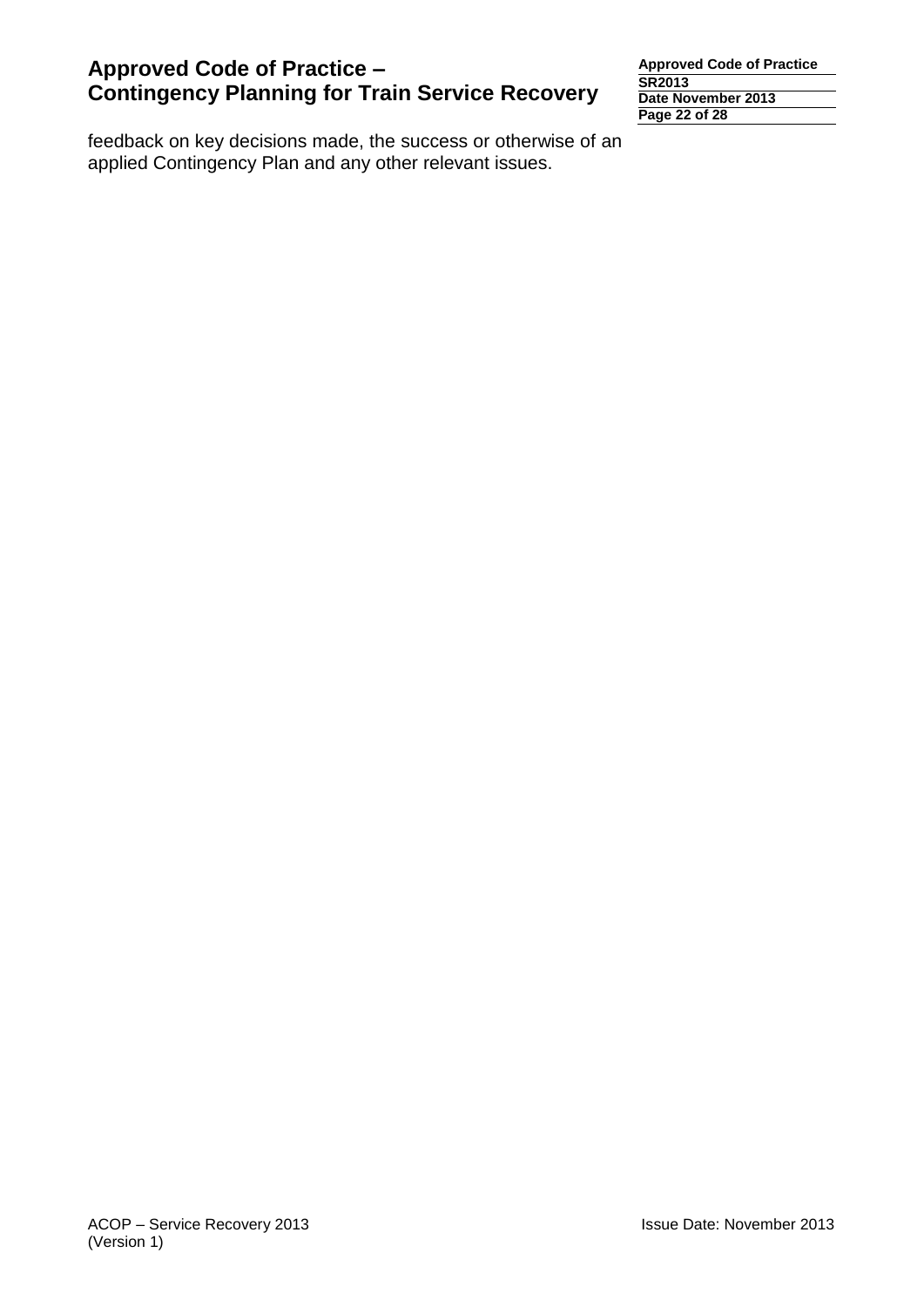feedback on key decisions made, the success or otherwise of an applied Contingency Plan and any other relevant issues.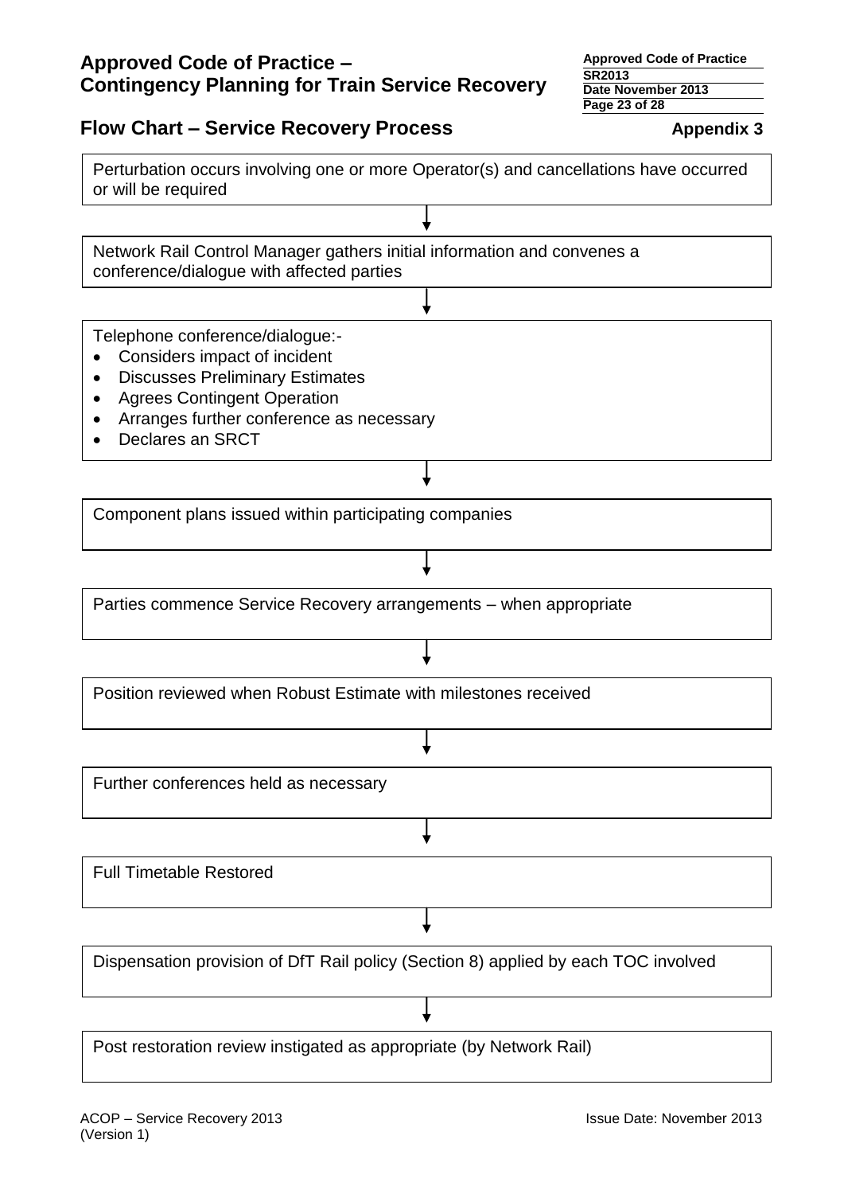## Flow Chart – Service Recovery Process

**Appendix 3**

Perturbation occurs involving one or more Operator(s) and cancellations have occurred or will be required

↓

Network Rail Control Manager gathers initial information and convenes a conference/dialogue with affected parties

↓

Telephone conference/dialogue:-

- Considers impact of incident
- Discusses Preliminary Estimates
- Agrees Contingent Operation
- Arranges further conference as necessary
- Declares an SRCT

↓

Component plans issued within participating companies

↓

Parties commence Service Recovery arrangements – when appropriate

↓

Position reviewed when Robust Estimate with milestones received

↓

Further conferences held as necessary

↓

Full Timetable Restored

↓

Dispensation provision of DfT Rail policy (Section 8) applied by each TOC involved

↓

Post restoration review instigated as appropriate (by Network Rail)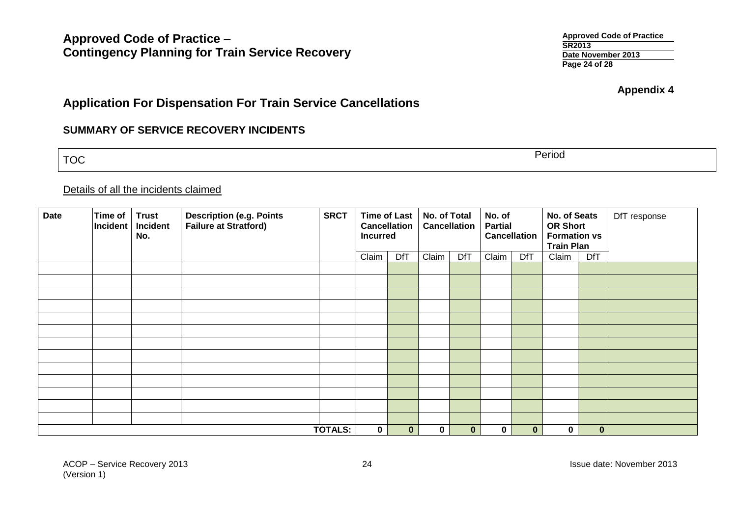Appendix 4

## Application For Dispensation For Train Service Cancellations

### SUMMARY OF SERVICE RECOVERY INCIDENTS

| TOC | Period |
|---|---|

Details of all the incidents claimed

| Date | Time of Incident | Trust Incident No. | Description (e.g. Points Failure at Stratford) | SRCT | Time of Last Cancellation Incurred | | No. of Total Cancellation | | No. of Partial Cancellation | | No. of Seats OR Short Formation vs Train Plan | | DfT response |
|---|---|---|---|---|---|---|---|---|---|---|---|---|---|
| | | | | | Claim | DfT | Claim | DfT | Claim | DfT | Claim | DfT | |
| | | | | | | | | | | | | | |
| | | | | | | | | | | | | | |
| | | | | | | | | | | | | | |
| | | | | | | | | | | | | | |
| | | | | | | | | | | | | | |
| | | | | | | | | | | | | | |
| | | | | | | | | | | | | | |
| | | | | | | | | | | | | | |
| | | | | | | | | | | | | | |
| | | | | | | | | | | | | | |
| | | | | | | | | | | | | | |
| | | | | | | | | | | | | | |
| | | | | | | | | | | | | | |
| | | | | **TOTALS:** | **0** | **0** | **0** | **0** | **0** | **0** | **0** | **0** | |

ACOP – Service Recovery 2013 (Version 1)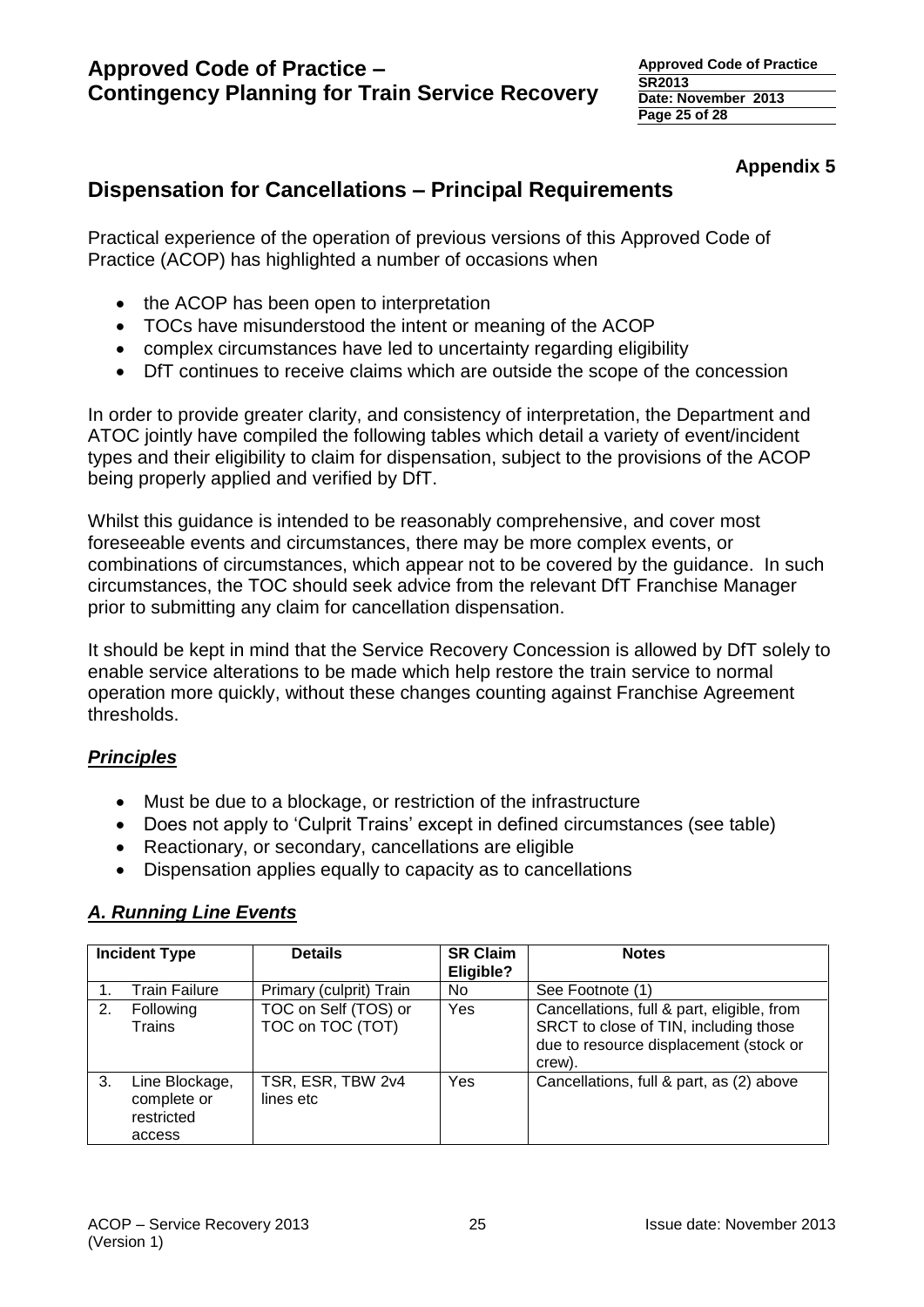**Appendix 5**

## Dispensation for Cancellations – Principal Requirements

Practical experience of the operation of previous versions of this Approved Code of Practice (ACOP) has highlighted a number of occasions when

- the ACOP has been open to interpretation
- TOCs have misunderstood the intent or meaning of the ACOP
- complex circumstances have led to uncertainty regarding eligibility
- DfT continues to receive claims which are outside the scope of the concession

In order to provide greater clarity, and consistency of interpretation, the Department and ATOC jointly have compiled the following tables which detail a variety of event/incident types and their eligibility to claim for dispensation, subject to the provisions of the ACOP being properly applied and verified by DfT.

Whilst this guidance is intended to be reasonably comprehensive, and cover most foreseeable events and circumstances, there may be more complex events, or combinations of circumstances, which appear not to be covered by the guidance. In such circumstances, the TOC should seek advice from the relevant DfT Franchise Manager prior to submitting any claim for cancellation dispensation.

It should be kept in mind that the Service Recovery Concession is allowed by DfT solely to enable service alterations to be made which help restore the train service to normal operation more quickly, without these changes counting against Franchise Agreement thresholds.

### *Principles*

- Must be due to a blockage, or restriction of the infrastructure
- Does not apply to 'Culprit Trains' except in defined circumstances (see table)
- Reactionary, or secondary, cancellations are eligible
- Dispensation applies equally to capacity as to cancellations

### *A. Running Line Events*

| Incident Type | Details | SR Claim Eligible? | Notes |
|---|---|---|---|
| 1. Train Failure | Primary (culprit) Train | No | See Footnote (1) |
| 2. Following Trains | TOC on Self (TOS) or TOC on TOC (TOT) | Yes | Cancellations, full & part, eligible, from SRCT to close of TIN, including those due to resource displacement (stock or crew). |
| 3. Line Blockage, complete or restricted access | TSR, ESR, TBW 2v4 lines etc | Yes | Cancellations, full & part, as (2) above |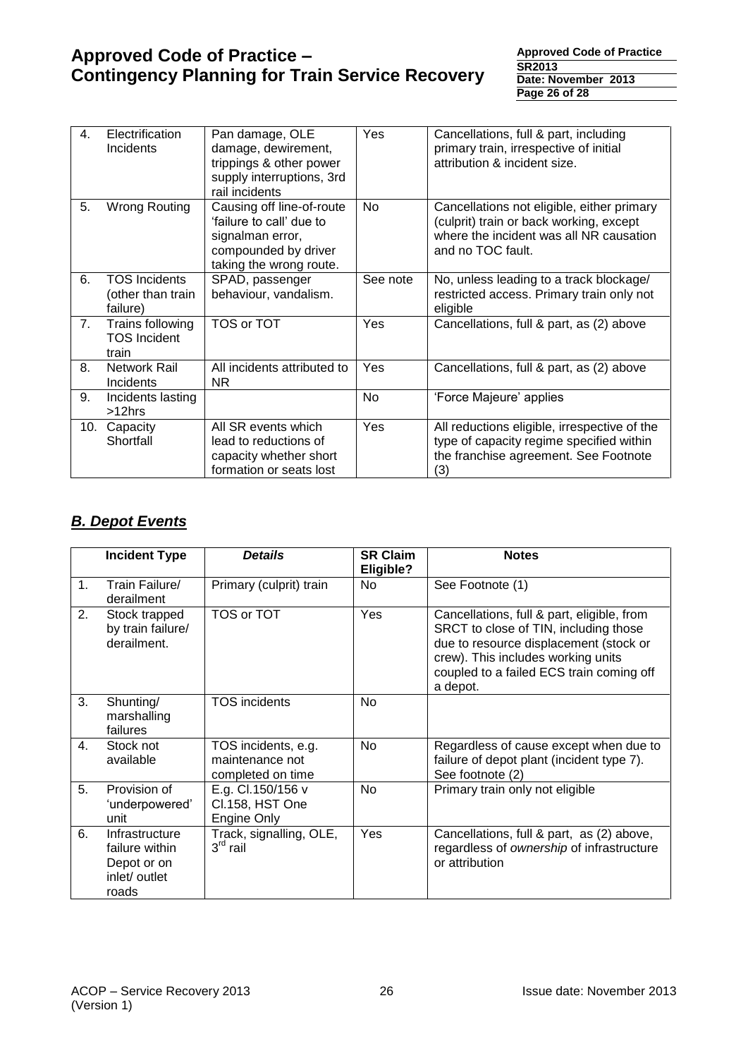| | | | | |
|---|---|---|---|---|
| 4. | Electrification Incidents | Pan damage, OLE damage, dewirement, trippings & other power supply interruptions, 3rd rail incidents | Yes | Cancellations, full & part, including primary train, irrespective of initial attribution & incident size. |
| 5. | Wrong Routing | Causing off line-of-route 'failure to call' due to signalman error, compounded by driver taking the wrong route. | No | Cancellations not eligible, either primary (culprit) train or back working, except where the incident was all NR causation and no TOC fault. |
| 6. | TOS Incidents (other than train failure) | SPAD, passenger behaviour, vandalism. | See note | No, unless leading to a track blockage/ restricted access. Primary train only not eligible |
| 7. | Trains following TOS Incident train | TOS or TOT | Yes | Cancellations, full & part, as (2) above |
| 8. | Network Rail Incidents | All incidents attributed to NR | Yes | Cancellations, full & part, as (2) above |
| 9. | Incidents lasting >12hrs | | No | 'Force Majeure' applies |
| 10. | Capacity Shortfall | All SR events which lead to reductions of capacity whether short formation or seats lost | Yes | All reductions eligible, irrespective of the type of capacity regime specified within the franchise agreement. See Footnote (3) |

## ***B. Depot Events***

| | Incident Type | *Details* | SR Claim Eligible? | Notes |
|---|---|---|---|---|
| 1. | Train Failure/ derailment | Primary (culprit) train | No | See Footnote (1) |
| 2. | Stock trapped by train failure/ derailment. | TOS or TOT | Yes | Cancellations, full & part, eligible, from SRCT to close of TIN, including those due to resource displacement (stock or crew). This includes working units coupled to a failed ECS train coming off a depot. |
| 3. | Shunting/ marshalling failures | TOS incidents | No | |
| 4. | Stock not available | TOS incidents, e.g. maintenance not completed on time | No | Regardless of cause except when due to failure of depot plant (incident type 7). See footnote (2) |
| 5. | Provision of 'underpowered' unit | E.g. Cl.150/156 v Cl.158, HST One Engine Only | No | Primary train only not eligible |
| 6. | Infrastructure failure within Depot or on inlet/ outlet roads | Track, signalling, OLE, 3rd rail | Yes | Cancellations, full & part, as (2) above, regardless of *ownership* of infrastructure or attribution |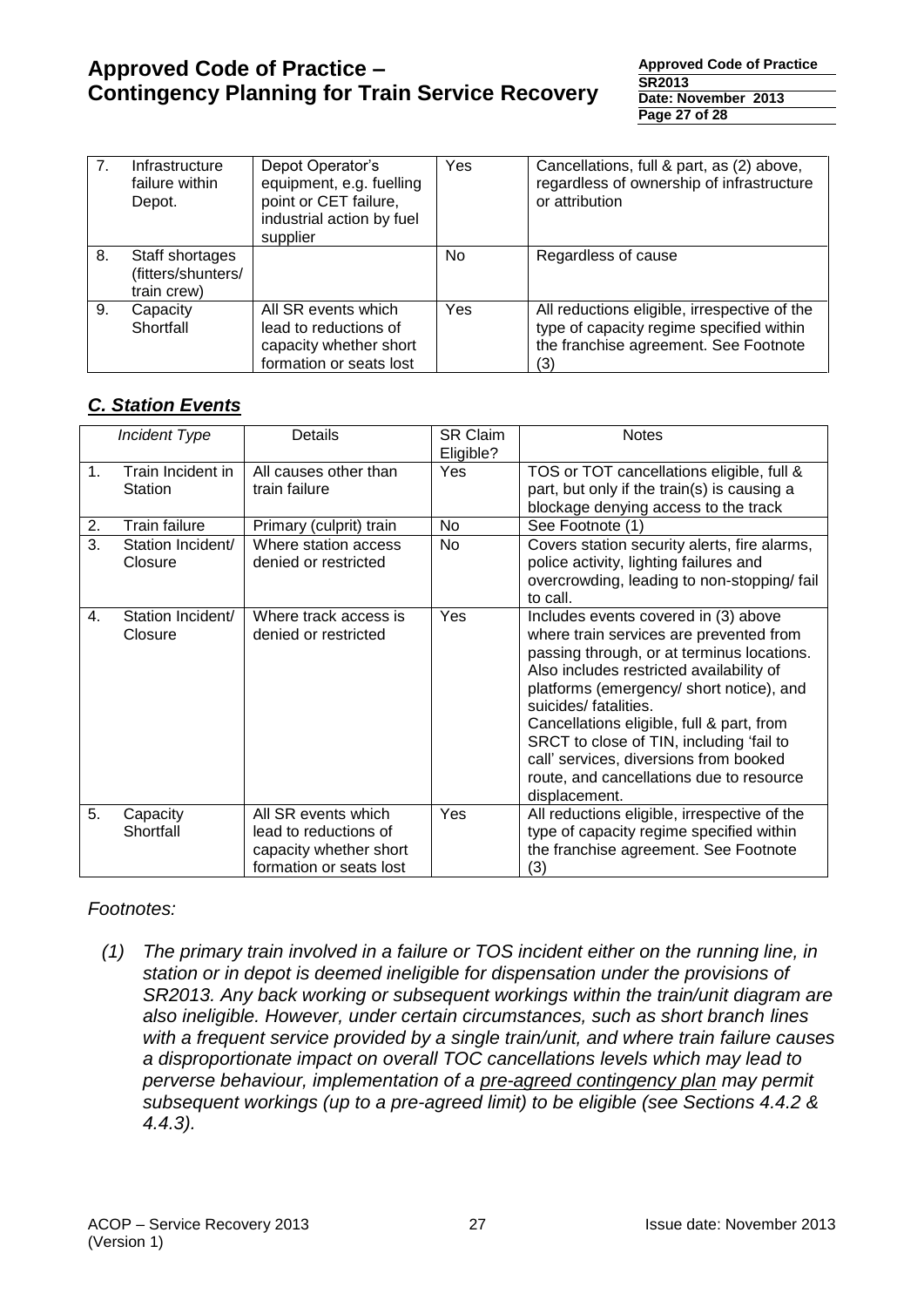| 7. | Infrastructure failure within Depot. | Depot Operator's equipment, e.g. fuelling point or CET failure, industrial action by fuel supplier | Yes | Cancellations, full & part, as (2) above, regardless of ownership of infrastructure or attribution |
|---|---|---|---|---|
| 8. | Staff shortages (fitters/shunters/ train crew) | | No | Regardless of cause |
| 9. | Capacity Shortfall | All SR events which lead to reductions of capacity whether short formation or seats lost | Yes | All reductions eligible, irrespective of the type of capacity regime specified within the franchise agreement. See Footnote (3) |

## *C. Station Events*

| | *Incident Type* | Details | SR Claim Eligible? | Notes |
|---|---|---|---|---|
| 1. | Train Incident in Station | All causes other than train failure | Yes | TOS or TOT cancellations eligible, full & part, but only if the train(s) is causing a blockage denying access to the track |
| 2. | Train failure | Primary (culprit) train | No | See Footnote (1) |
| 3. | Station Incident/ Closure | Where station access denied or restricted | No | Covers station security alerts, fire alarms, police activity, lighting failures and overcrowding, leading to non-stopping/ fail to call. |
| 4. | Station Incident/ Closure | Where track access is denied or restricted | Yes | Includes events covered in (3) above where train services are prevented from passing through, or at terminus locations. Also includes restricted availability of platforms (emergency/ short notice), and suicides/ fatalities. Cancellations eligible, full & part, from SRCT to close of TIN, including 'fail to call' services, diversions from booked route, and cancellations due to resource displacement. |
| 5. | Capacity Shortfall | All SR events which lead to reductions of capacity whether short formation or seats lost | Yes | All reductions eligible, irrespective of the type of capacity regime specified within the franchise agreement. See Footnote (3) |

*Footnotes:*

*(1) The primary train involved in a failure or TOS incident either on the running line, in station or in depot is deemed ineligible for dispensation under the provisions of SR2013. Any back working or subsequent workings within the train/unit diagram are also ineligible. However, under certain circumstances, such as short branch lines with a frequent service provided by a single train/unit, and where train failure causes a disproportionate impact on overall TOC cancellations levels which may lead to perverse behaviour, implementation of a <u>pre-agreed contingency plan</u> may permit subsequent workings (up to a pre-agreed limit) to be eligible (see Sections 4.4.2 & 4.4.3).*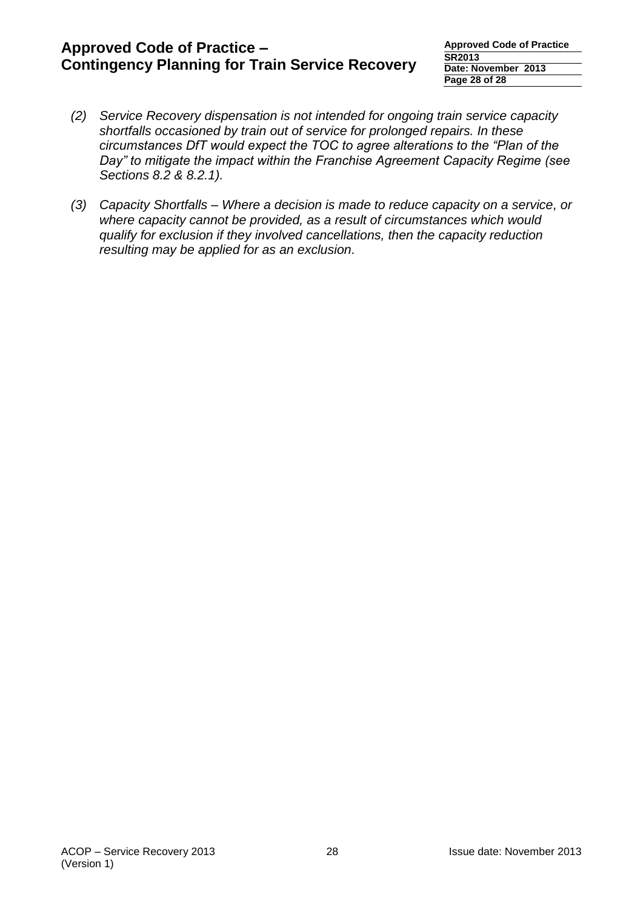*(2) Service Recovery dispensation is not intended for ongoing train service capacity shortfalls occasioned by train out of service for prolonged repairs. In these circumstances DfT would expect the TOC to agree alterations to the "Plan of the Day" to mitigate the impact within the Franchise Agreement Capacity Regime (see Sections 8.2 & 8.2.1).*

*(3) Capacity Shortfalls – Where a decision is made to reduce capacity on a service, or where capacity cannot be provided, as a result of circumstances which would qualify for exclusion if they involved cancellations, then the capacity reduction resulting may be applied for as an exclusion.*